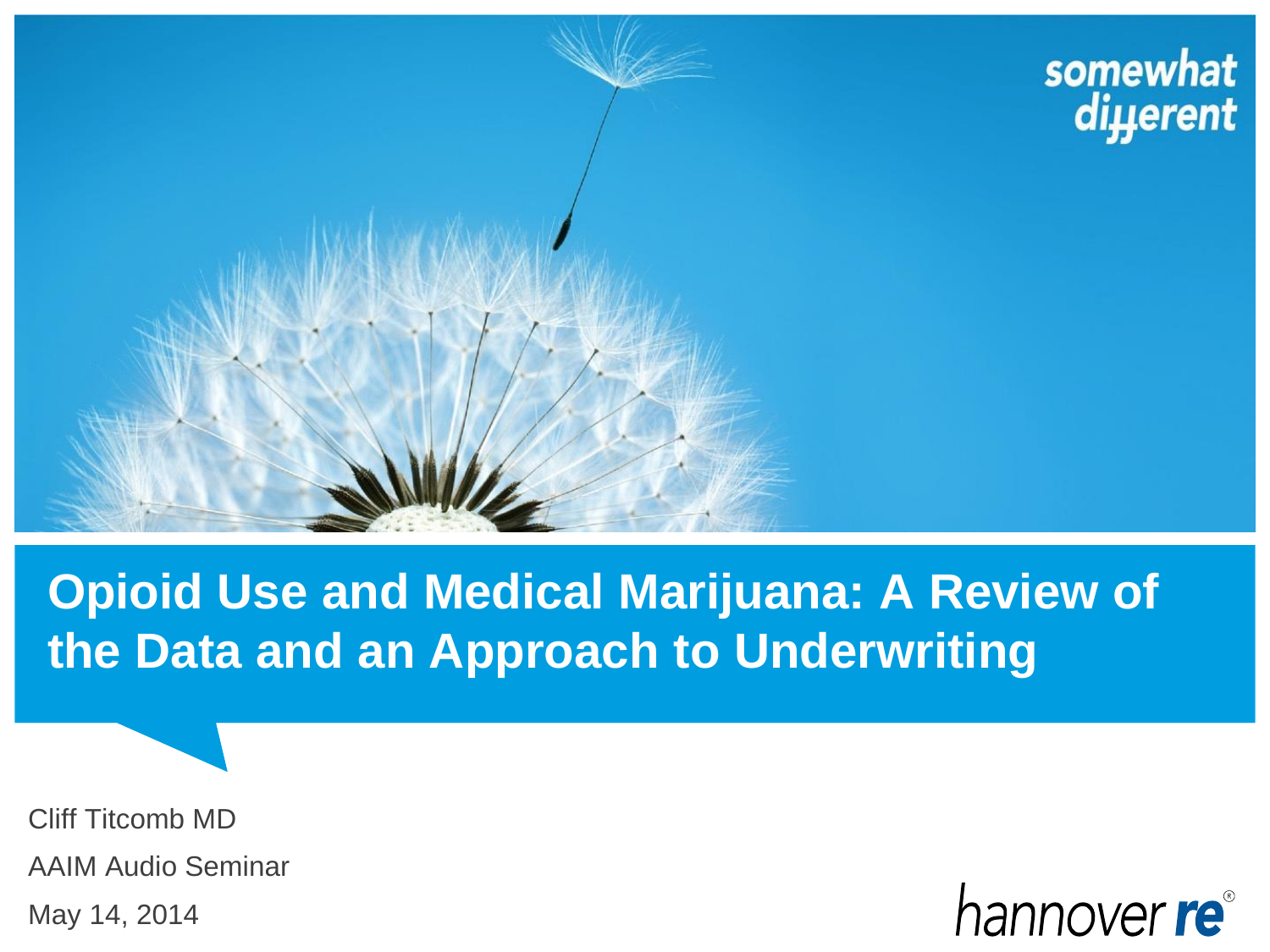somewhat different

# Opioid Use and Medical Marijuana: A Review of the Data and an Approach to Underwriting

Cliff Titcomb MD

AAIM Audio Seminar

May 14, 2014

hannover re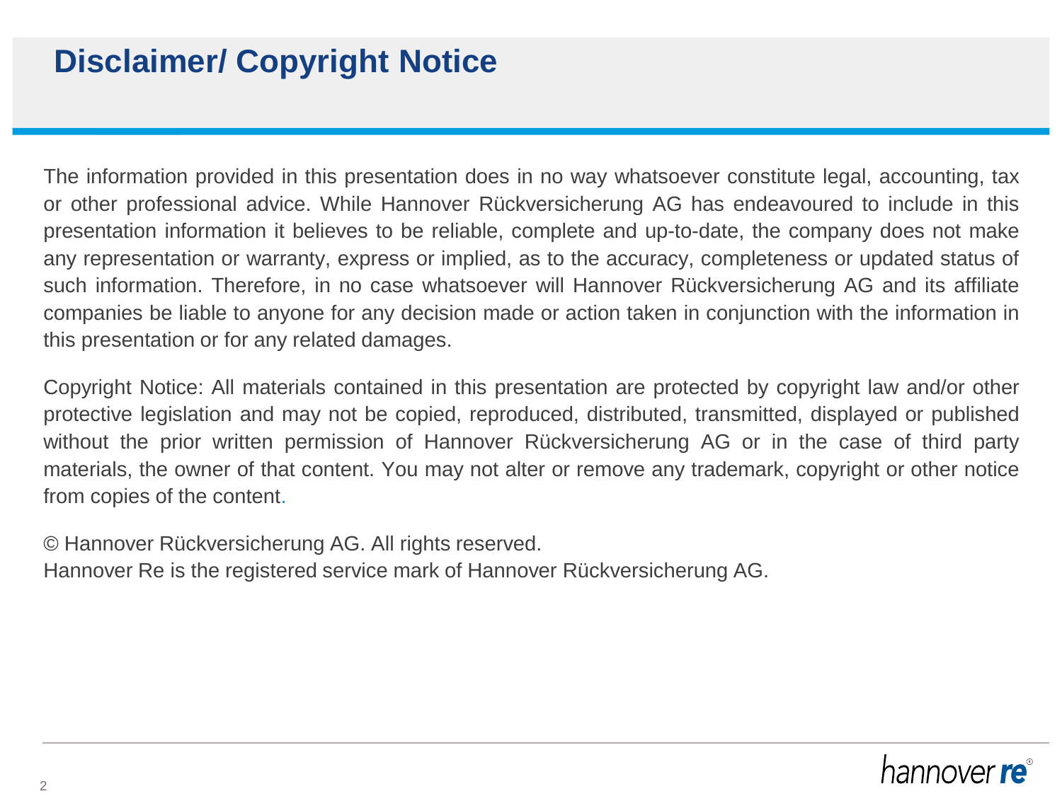# Disclaimer/ Copyright Notice

The information provided in this presentation does in no way whatsoever constitute legal, accounting, tax or other professional advice. While Hannover Rückversicherung AG has endeavoured to include in this presentation information it believes to be reliable, complete and up-to-date, the company does not make any representation or warranty, express or implied, as to the accuracy, completeness or updated status of such information. Therefore, in no case whatsoever will Hannover Rückversicherung AG and its affiliate companies be liable to anyone for any decision made or action taken in conjunction with the information in this presentation or for any related damages.

Copyright Notice: All materials contained in this presentation are protected by copyright law and/or other protective legislation and may not be copied, reproduced, distributed, transmitted, displayed or published without the prior written permission of Hannover Rückversicherung AG or in the case of third party materials, the owner of that content. You may not alter or remove any trademark, copyright or other notice from copies of the content.

© Hannover Rückversicherung AG. All rights reserved.
Hannover Re is the registered service mark of Hannover Rückversicherung AG.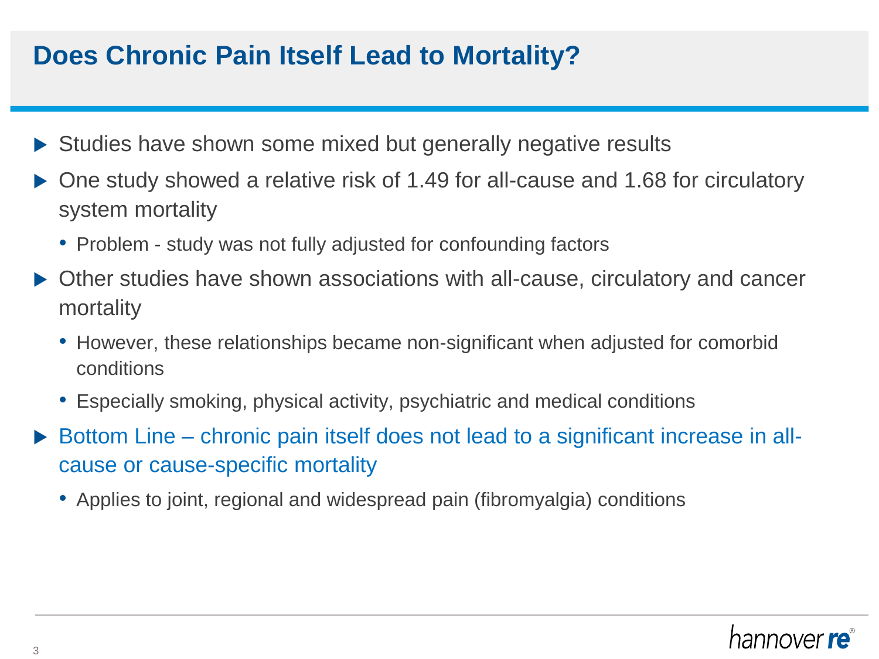# Does Chronic Pain Itself Lead to Mortality?

- Studies have shown some mixed but generally negative results
- One study showed a relative risk of 1.49 for all-cause and 1.68 for circulatory system mortality
  - Problem - study was not fully adjusted for confounding factors
- Other studies have shown associations with all-cause, circulatory and cancer mortality
  - However, these relationships became non-significant when adjusted for comorbid conditions
  - Especially smoking, physical activity, psychiatric and medical conditions
- Bottom Line – chronic pain itself does not lead to a significant increase in all-cause or cause-specific mortality
  - Applies to joint, regional and widespread pain (fibromyalgia) conditions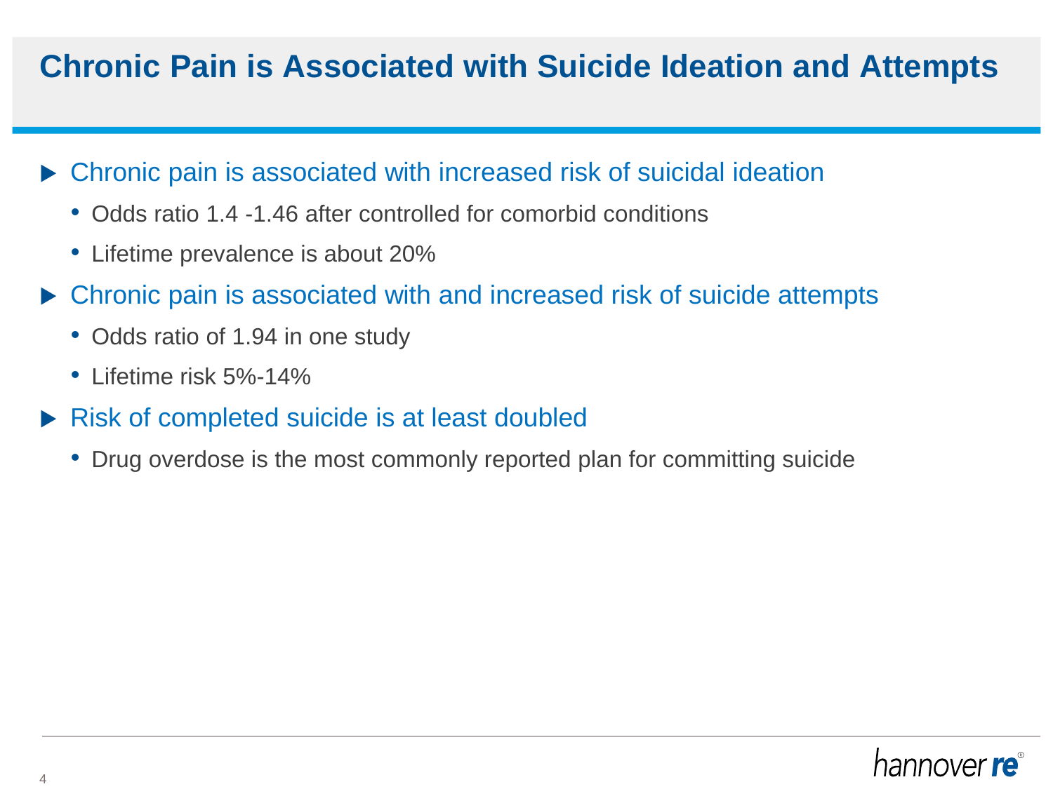# Chronic Pain is Associated with Suicide Ideation and Attempts

- Chronic pain is associated with increased risk of suicidal ideation
  - Odds ratio 1.4 -1.46 after controlled for comorbid conditions
  - Lifetime prevalence is about 20%
- Chronic pain is associated with and increased risk of suicide attempts
  - Odds ratio of 1.94 in one study
  - Lifetime risk 5%-14%
- Risk of completed suicide is at least doubled
  - Drug overdose is the most commonly reported plan for committing suicide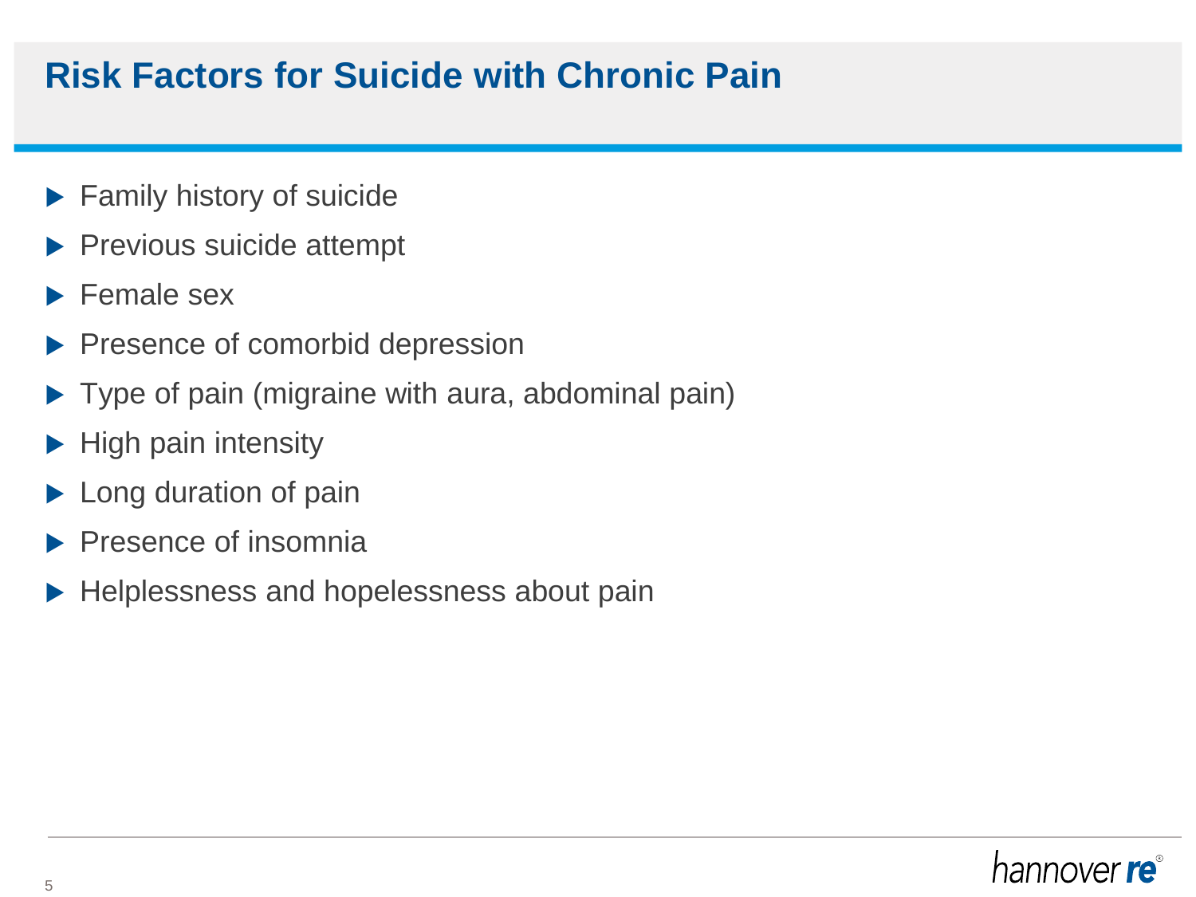# Risk Factors for Suicide with Chronic Pain

- Family history of suicide
- Previous suicide attempt
- Female sex
- Presence of comorbid depression
- Type of pain (migraine with aura, abdominal pain)
- High pain intensity
- Long duration of pain
- Presence of insomnia
- Helplessness and hopelessness about pain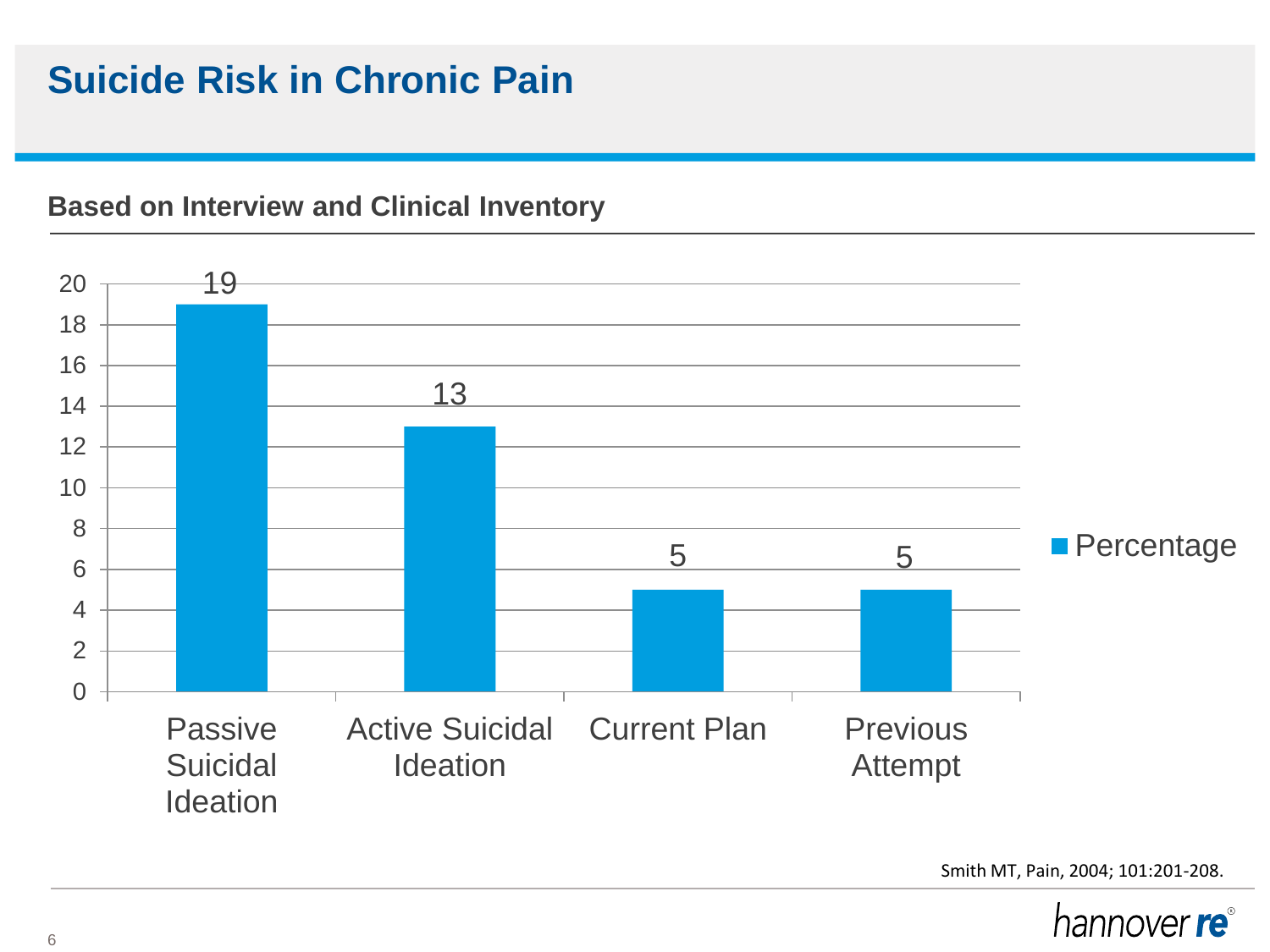# Suicide Risk in Chronic Pain

**Based on Interview and Clinical Inventory**

| | Percentage |
|---|---|
| Passive Suicidal Ideation | 19 |
| Active Suicidal Ideation | 13 |
| Current Plan | 5 |
| Previous Attempt | 5 |

Smith MT, Pain, 2004; 101:201-208.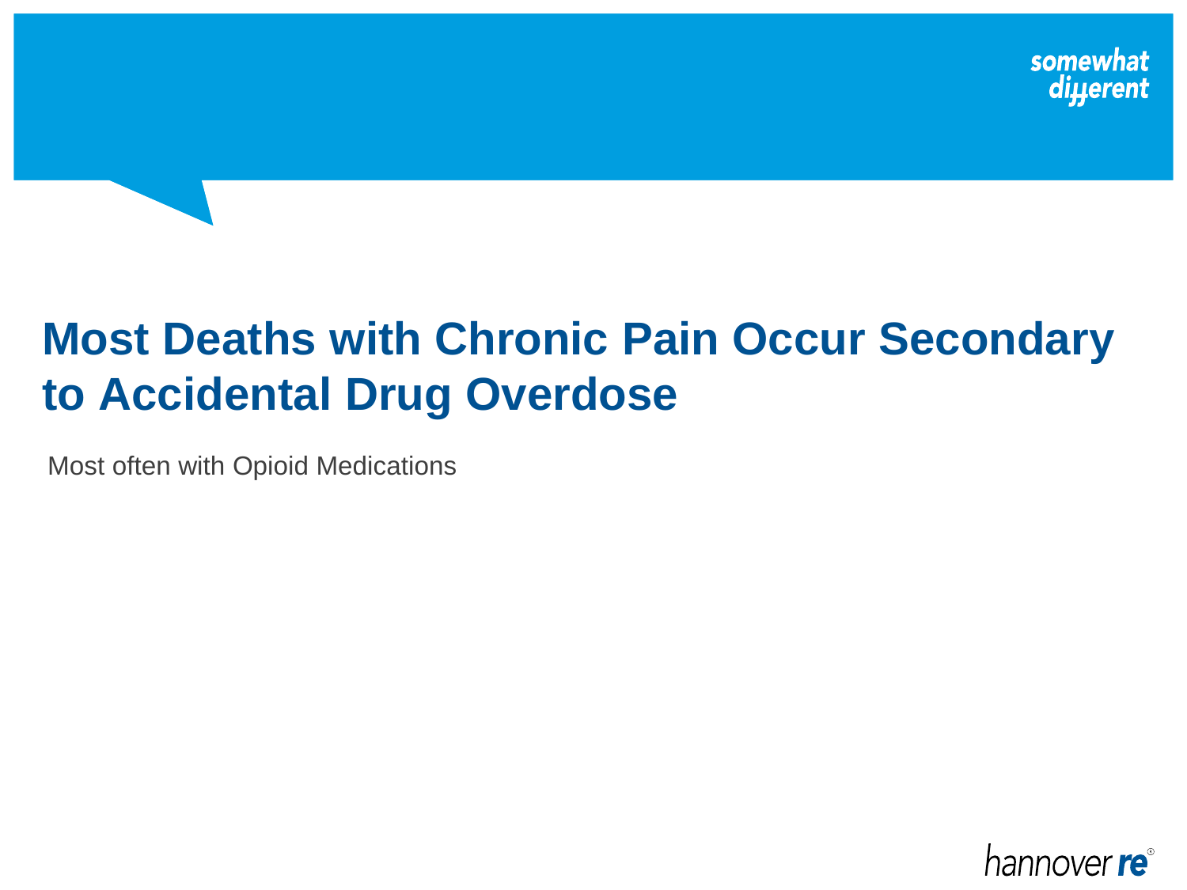# Most Deaths with Chronic Pain Occur Secondary to Accidental Drug Overdose

Most often with Opioid Medications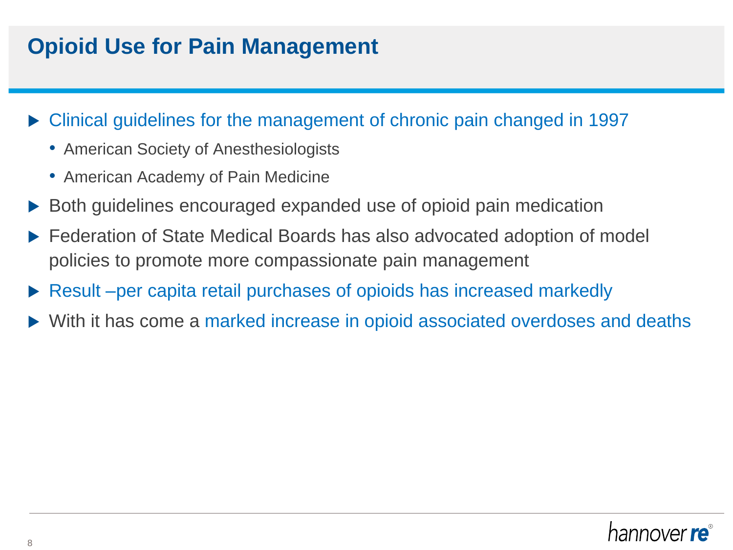# Opioid Use for Pain Management

- Clinical guidelines for the management of chronic pain changed in 1997
  - American Society of Anesthesiologists
  - American Academy of Pain Medicine
- Both guidelines encouraged expanded use of opioid pain medication
- Federation of State Medical Boards has also advocated adoption of model policies to promote more compassionate pain management
- Result –per capita retail purchases of opioids has increased markedly
- With it has come a marked increase in opioid associated overdoses and deaths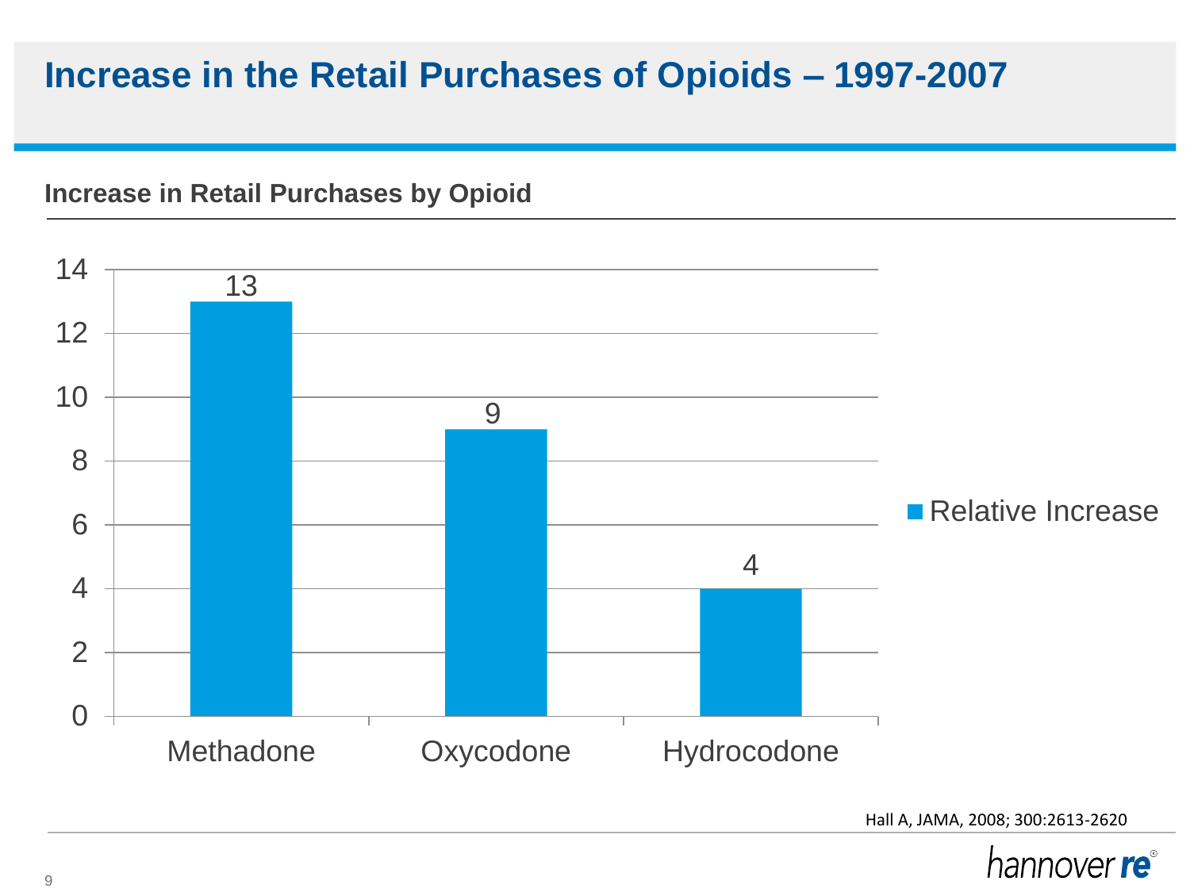# Increase in the Retail Purchases of Opioids – 1997-2007

## Increase in Retail Purchases by Opioid

| Opioid | Relative Increase |
| --- | --- |
| Methadone | 13 |
| Oxycodone | 9 |
| Hydrocodone | 4 |

Hall A, JAMA, 2008; 300:2613-2620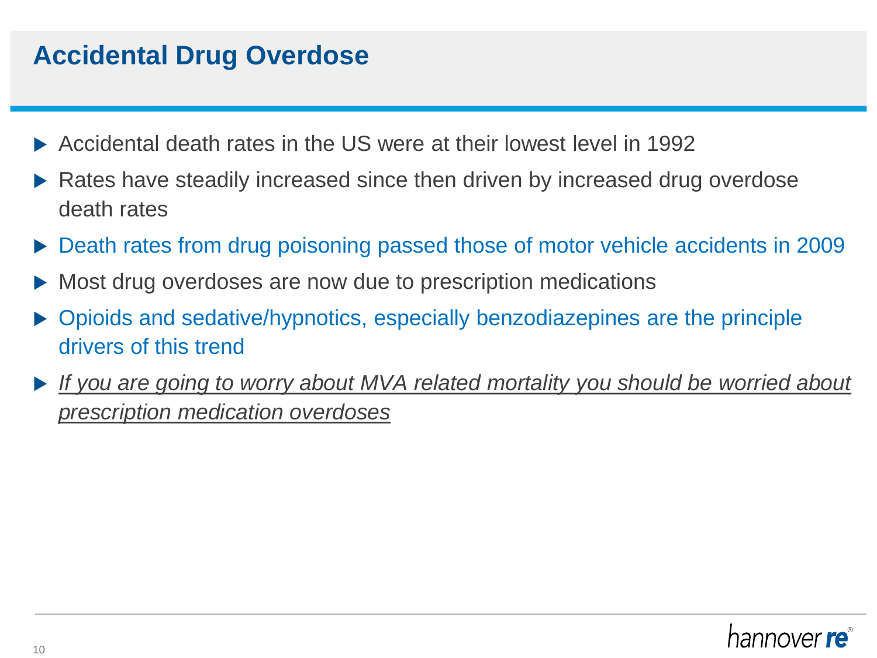# Accidental Drug Overdose

- Accidental death rates in the US were at their lowest level in 1992
- Rates have steadily increased since then driven by increased drug overdose death rates
- Death rates from drug poisoning passed those of motor vehicle accidents in 2009
- Most drug overdoses are now due to prescription medications
- Opioids and sedative/hypnotics, especially benzodiazepines are the principle drivers of this trend
- *If you are going to worry about MVA related mortality you should be worried about prescription medication overdoses*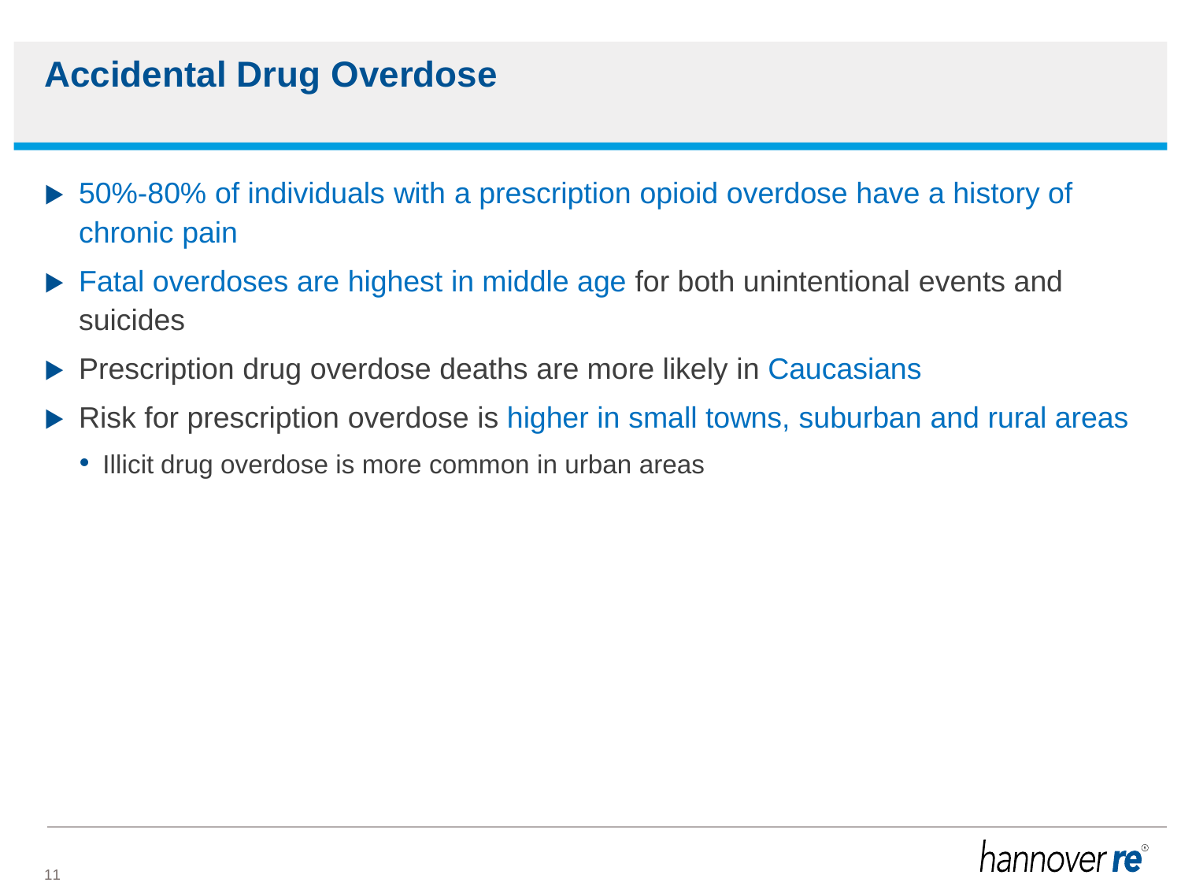# Accidental Drug Overdose

- 50%-80% of individuals with a prescription opioid overdose have a history of chronic pain
- Fatal overdoses are highest in middle age for both unintentional events and suicides
- Prescription drug overdose deaths are more likely in Caucasians
- Risk for prescription overdose is higher in small towns, suburban and rural areas
  - Illicit drug overdose is more common in urban areas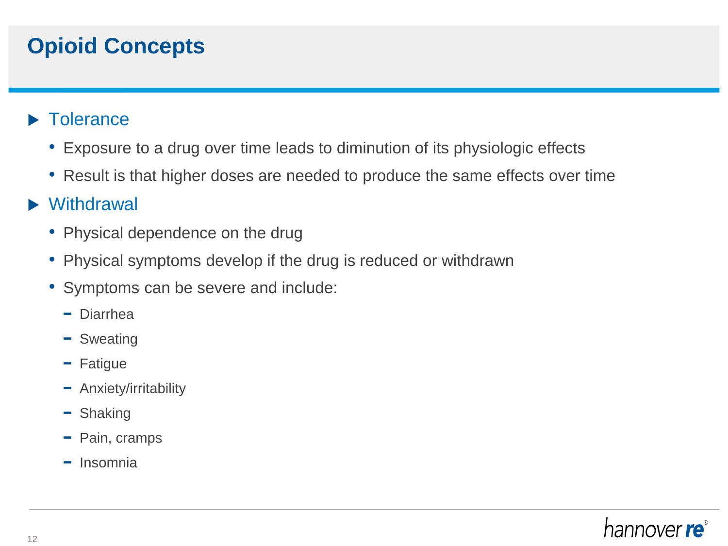# Opioid Concepts

- Tolerance
  - Exposure to a drug over time leads to diminution of its physiologic effects
  - Result is that higher doses are needed to produce the same effects over time
- Withdrawal
  - Physical dependence on the drug
  - Physical symptoms develop if the drug is reduced or withdrawn
  - Symptoms can be severe and include:
    - Diarrhea
    - Sweating
    - Fatigue
    - Anxiety/irritability
    - Shaking
    - Pain, cramps
    - Insomnia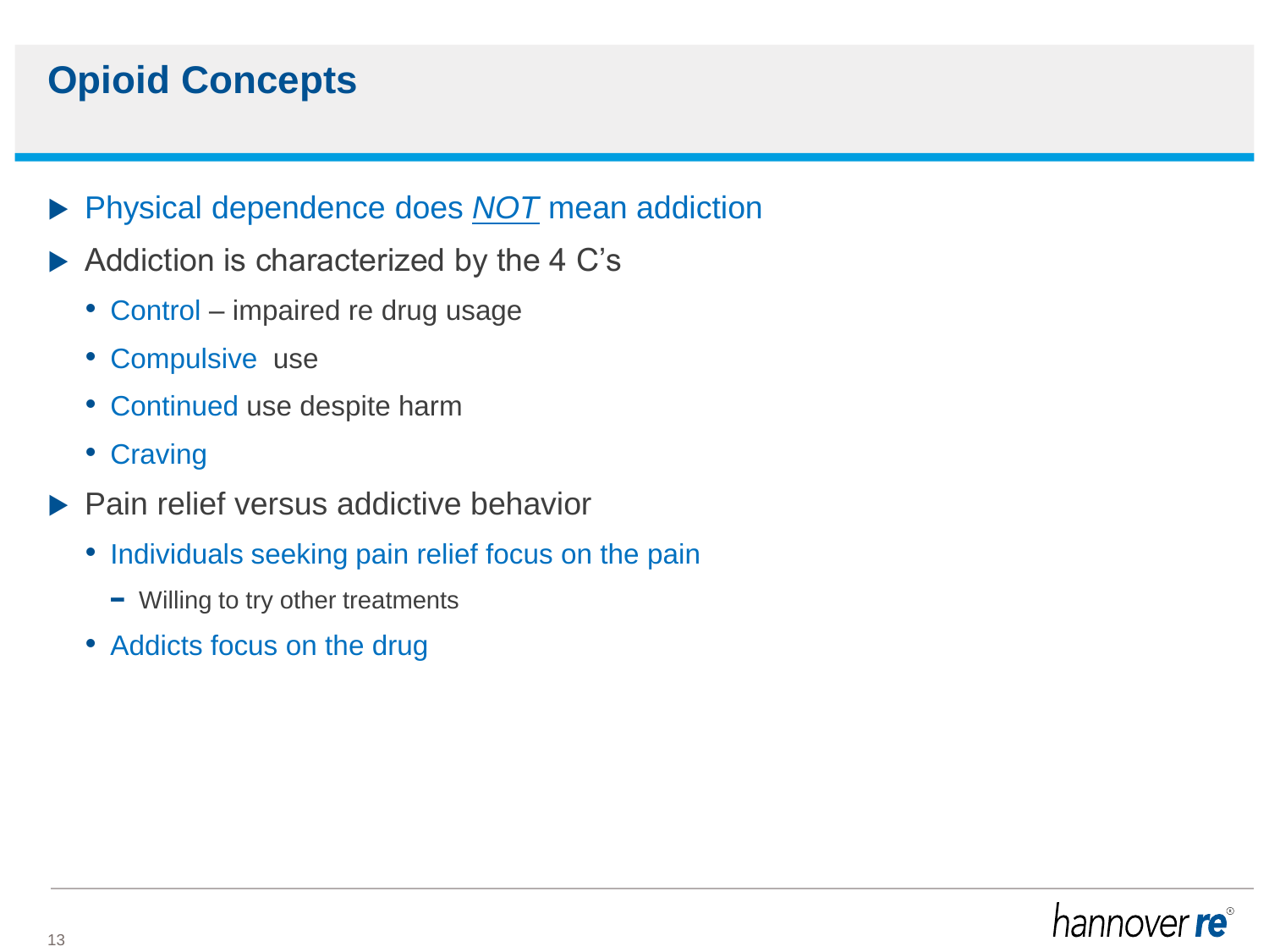# Opioid Concepts

- Physical dependence does ***NOT*** mean addiction
- Addiction is characterized by the 4 C's
  - Control – impaired re drug usage
  - Compulsive use
  - Continued use despite harm
  - Craving
- Pain relief versus addictive behavior
  - Individuals seeking pain relief focus on the pain
    - Willing to try other treatments
  - Addicts focus on the drug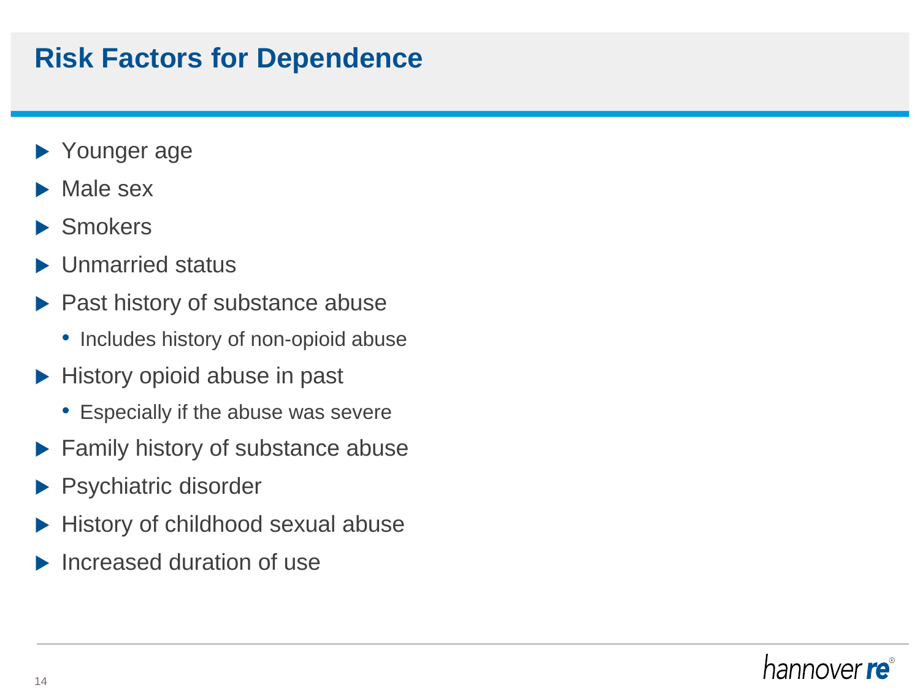# Risk Factors for Dependence

- Younger age
- Male sex
- Smokers
- Unmarried status
- Past history of substance abuse
  - Includes history of non-opioid abuse
- History opioid abuse in past
  - Especially if the abuse was severe
- Family history of substance abuse
- Psychiatric disorder
- History of childhood sexual abuse
- Increased duration of use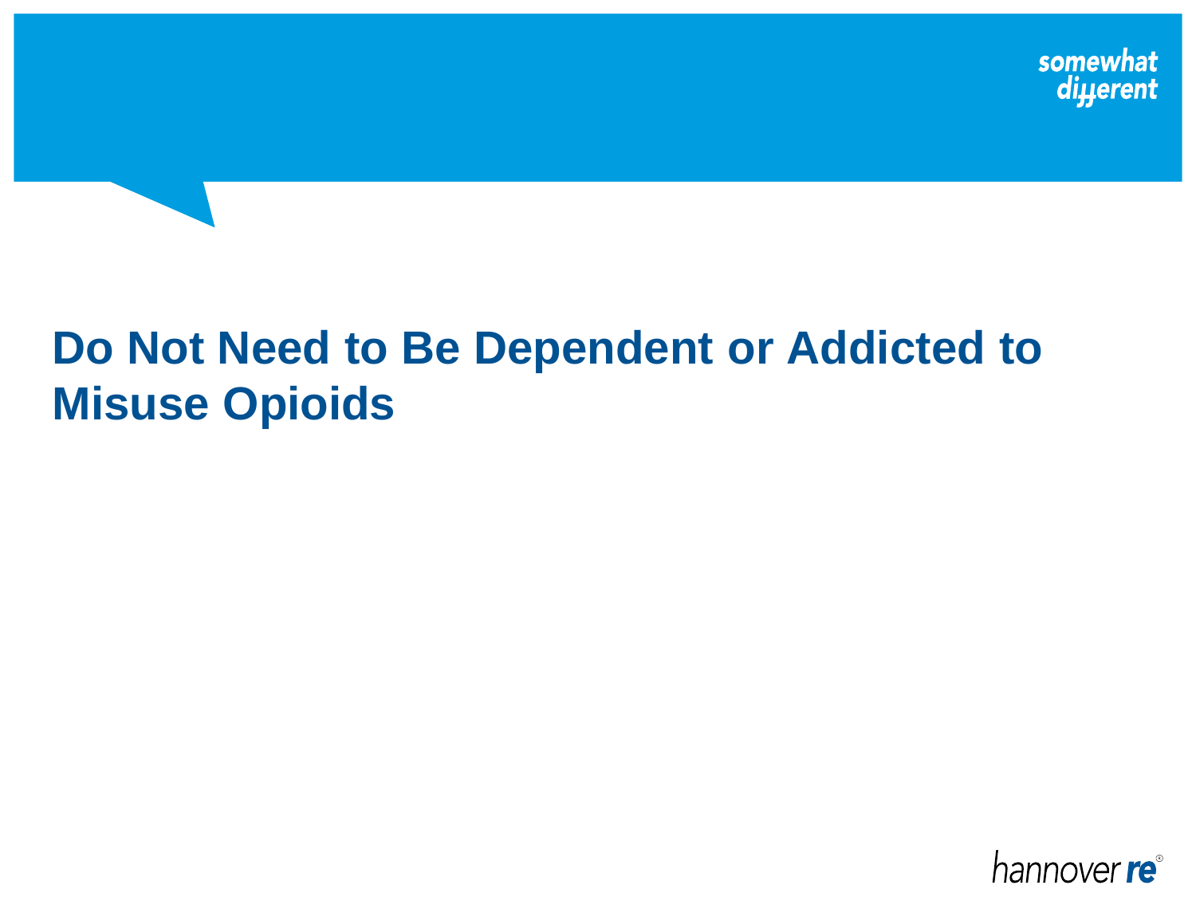# Do Not Need to Be Dependent or Addicted to Misuse Opioids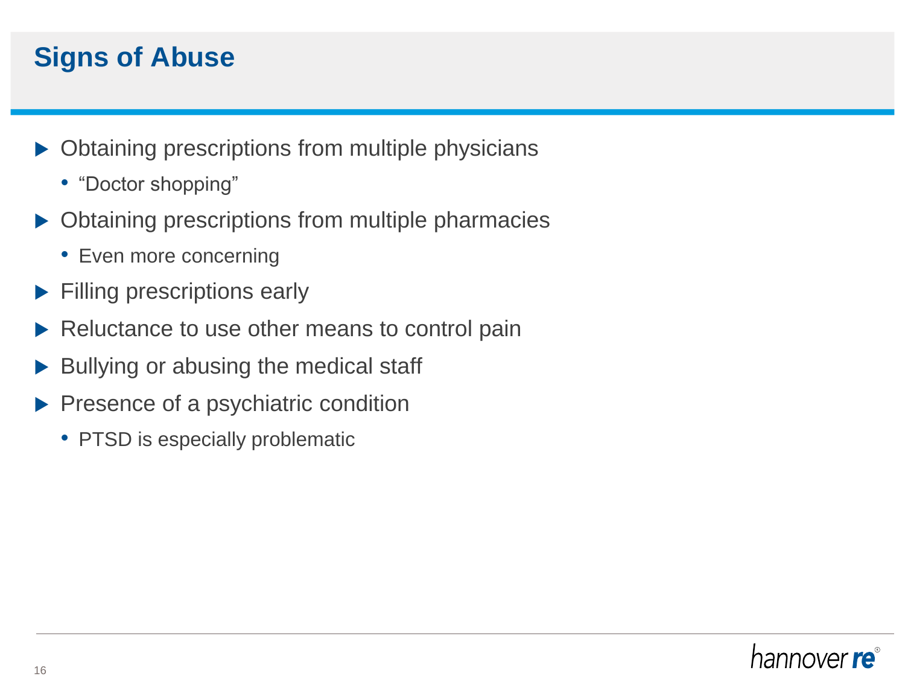# Signs of Abuse

- Obtaining prescriptions from multiple physicians
  - "Doctor shopping"
- Obtaining prescriptions from multiple pharmacies
  - Even more concerning
- Filling prescriptions early
- Reluctance to use other means to control pain
- Bullying or abusing the medical staff
- Presence of a psychiatric condition
  - PTSD is especially problematic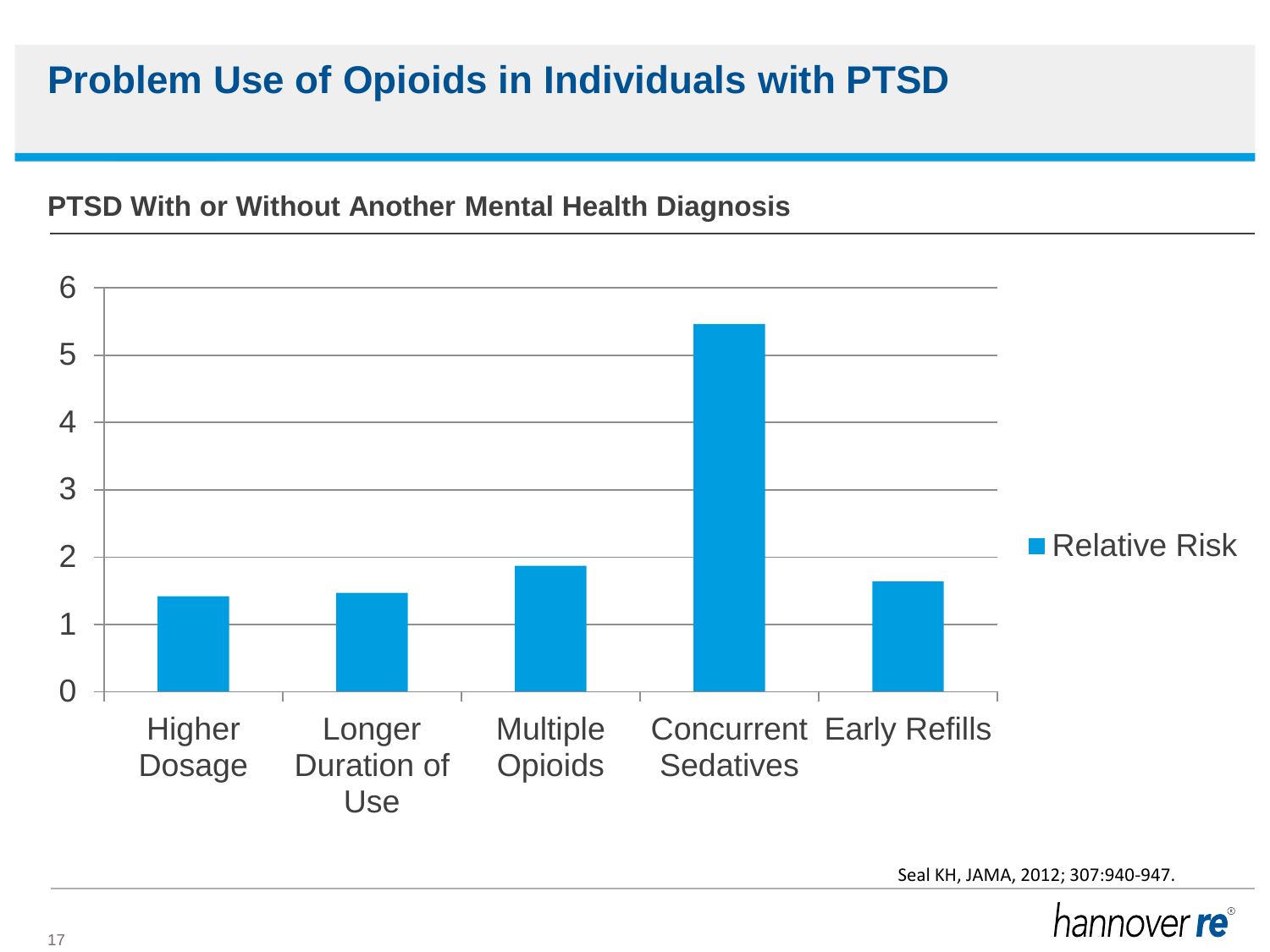# Problem Use of Opioids in Individuals with PTSD

**PTSD With or Without Another Mental Health Diagnosis**

| | Relative Risk |
|---|---|
| Higher Dosage | ~1.4 |
| Longer Duration of Use | ~1.45 |
| Multiple Opioids | ~1.85 |
| Concurrent Sedatives | ~5.45 |
| Early Refills | ~1.6 |

Seal KH, JAMA, 2012; 307:940-947.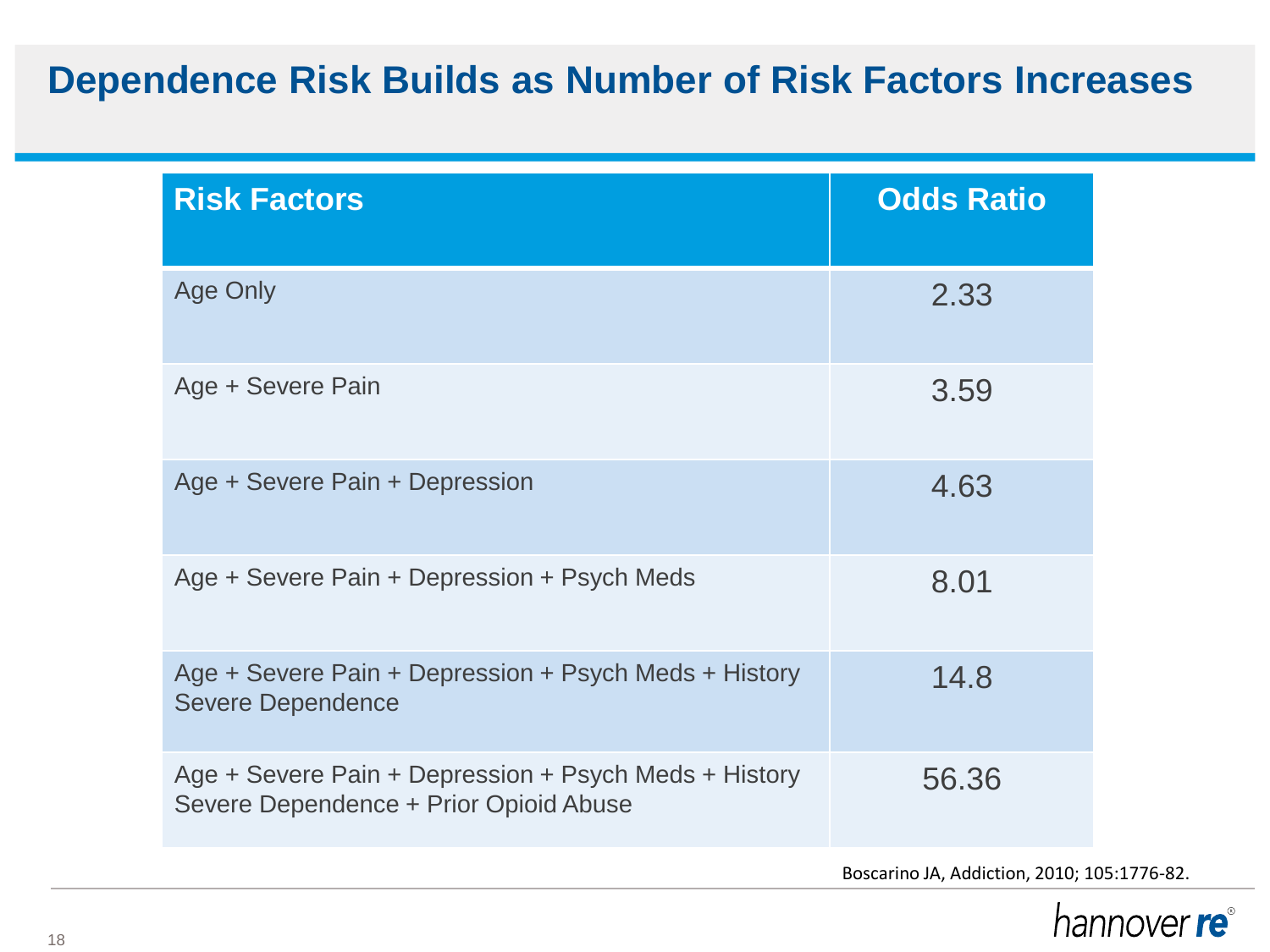# Dependence Risk Builds as Number of Risk Factors Increases

| Risk Factors | Odds Ratio |
|---|---|
| Age Only | 2.33 |
| Age + Severe Pain | 3.59 |
| Age + Severe Pain + Depression | 4.63 |
| Age + Severe Pain + Depression + Psych Meds | 8.01 |
| Age + Severe Pain + Depression + Psych Meds + History Severe Dependence | 14.8 |
| Age + Severe Pain + Depression + Psych Meds + History Severe Dependence + Prior Opioid Abuse | 56.36 |

Boscarino JA, Addiction, 2010; 105:1776-82.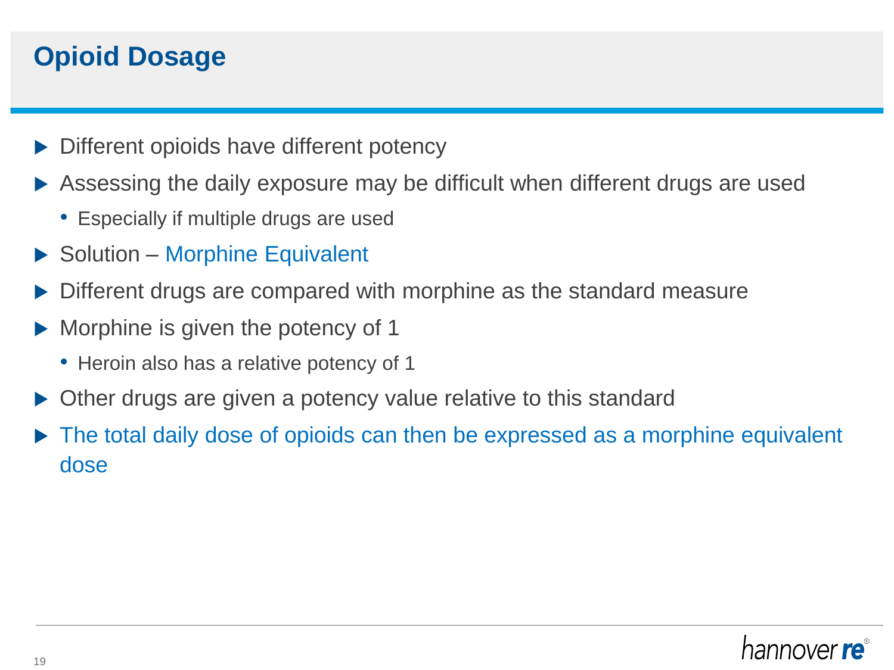# Opioid Dosage

- Different opioids have different potency
- Assessing the daily exposure may be difficult when different drugs are used
  - Especially if multiple drugs are used
- Solution – Morphine Equivalent
- Different drugs are compared with morphine as the standard measure
- Morphine is given the potency of 1
  - Heroin also has a relative potency of 1
- Other drugs are given a potency value relative to this standard
- The total daily dose of opioids can then be expressed as a morphine equivalent dose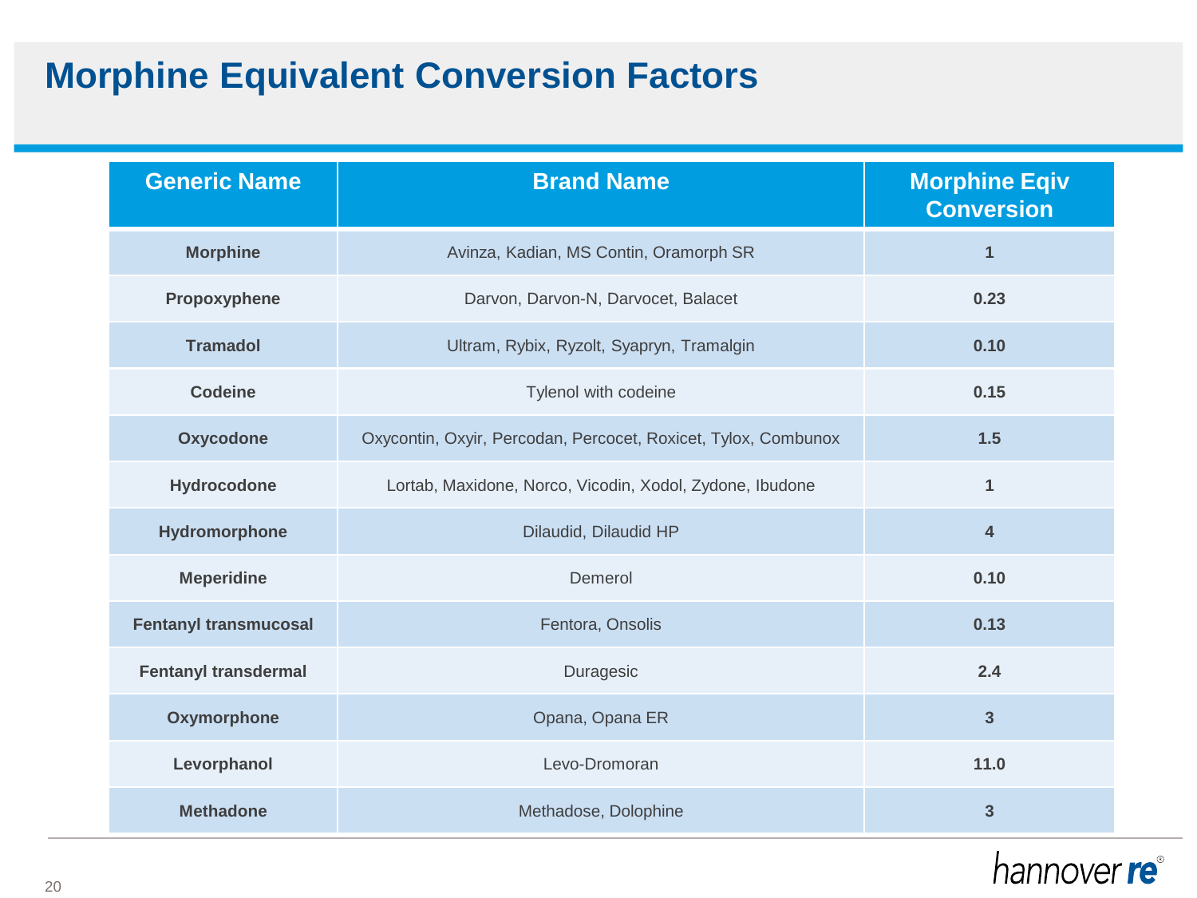# Morphine Equivalent Conversion Factors

| Generic Name | Brand Name | Morphine Eqiv Conversion |
| --- | --- | --- |
| **Morphine** | Avinza, Kadian, MS Contin, Oramorph SR | **1** |
| **Propoxyphene** | Darvon, Darvon-N, Darvocet, Balacet | **0.23** |
| **Tramadol** | Ultram, Rybix, Ryzolt, Syapryn, Tramalgin | **0.10** |
| **Codeine** | Tylenol with codeine | **0.15** |
| **Oxycodone** | Oxycontin, Oxyir, Percodan, Percocet, Roxicet, Tylox, Combunox | **1.5** |
| **Hydrocodone** | Lortab, Maxidone, Norco, Vicodin, Xodol, Zydone, Ibudone | **1** |
| **Hydromorphone** | Dilaudid, Dilaudid HP | **4** |
| **Meperidine** | Demerol | **0.10** |
| **Fentanyl transmucosal** | Fentora, Onsolis | **0.13** |
| **Fentanyl transdermal** | Duragesic | **2.4** |
| **Oxymorphone** | Opana, Opana ER | **3** |
| **Levorphanol** | Levo-Dromoran | **11.0** |
| **Methadone** | Methadose, Dolophine | **3** |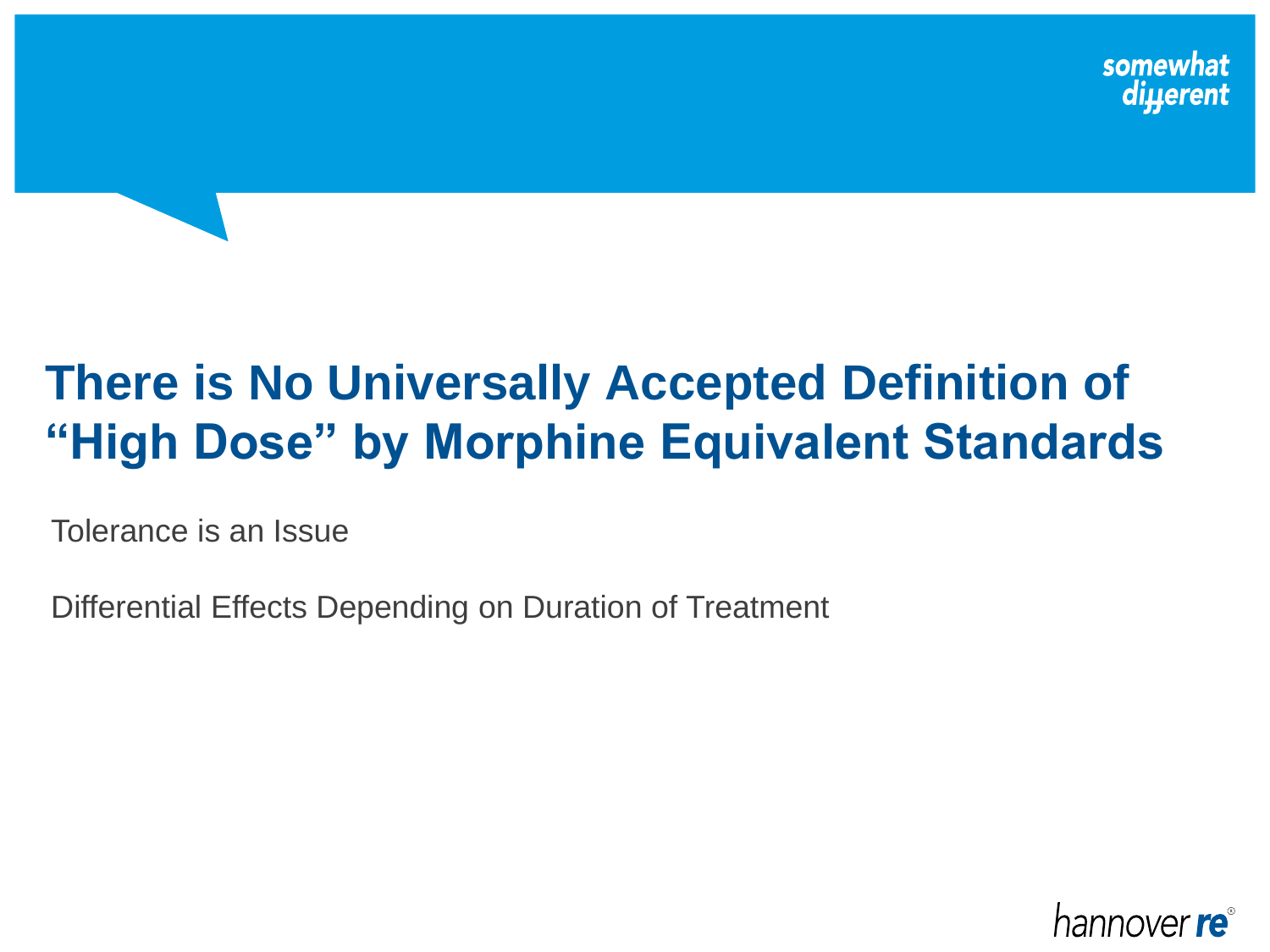# There is No Universally Accepted Definition of "High Dose" by Morphine Equivalent Standards

Tolerance is an Issue

Differential Effects Depending on Duration of Treatment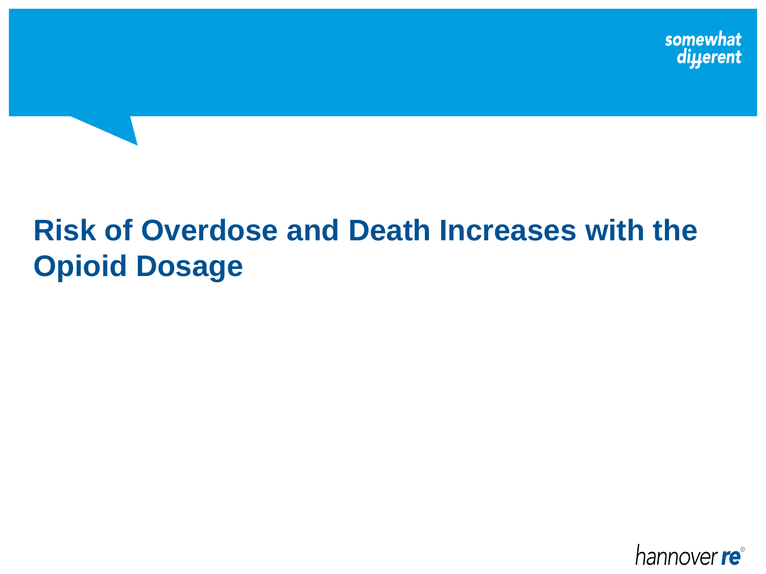# Risk of Overdose and Death Increases with the Opioid Dosage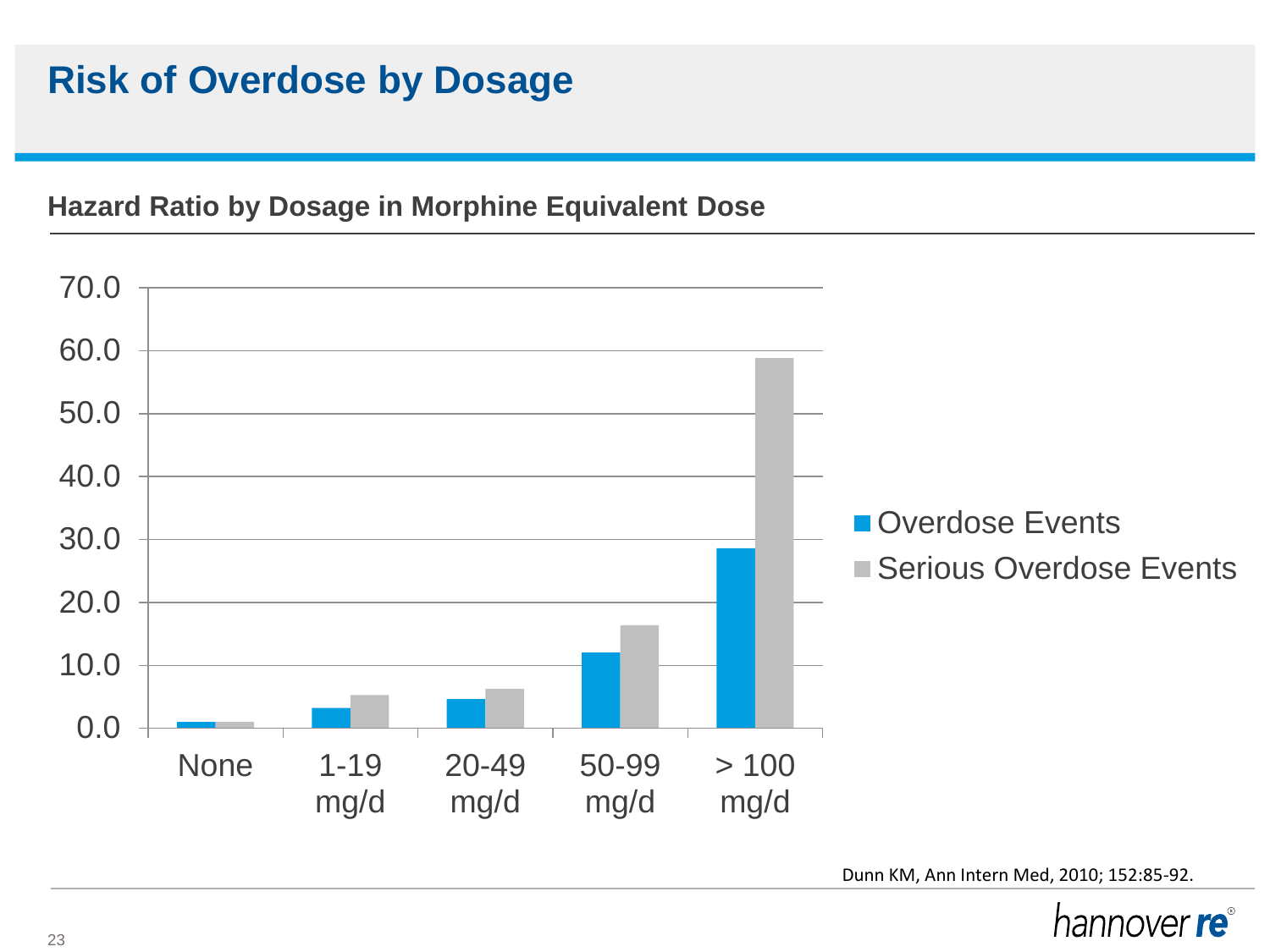# Risk of Overdose by Dosage

### Hazard Ratio by Dosage in Morphine Equivalent Dose

70.0
60.0
50.0
40.0
30.0
20.0
10.0
0.0

None | 1-19 mg/d | 20-49 mg/d | 50-99 mg/d | > 100 mg/d

■ Overdose Events
■ Serious Overdose Events

Dunn KM, Ann Intern Med, 2010; 152:85-92.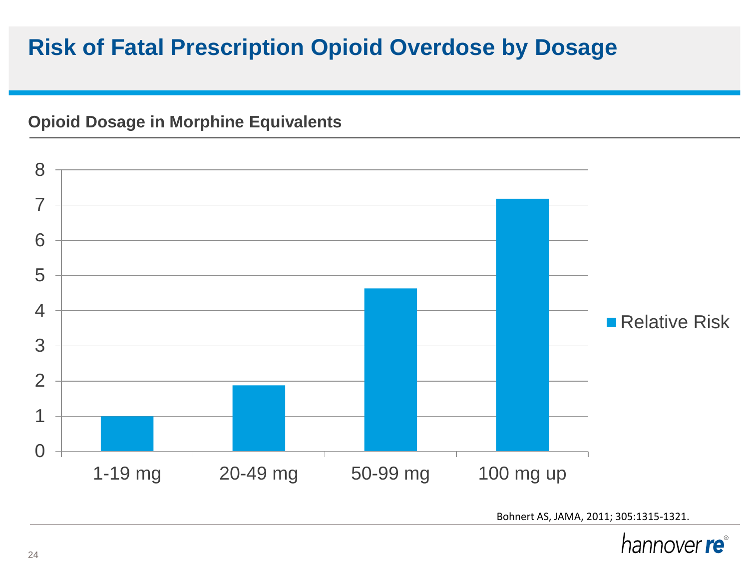# Risk of Fatal Prescription Opioid Overdose by Dosage

**Opioid Dosage in Morphine Equivalents**

Relative Risk

| Opioid Dosage | Relative Risk |
|---|---|
| 1-19 mg | 1 |
| 20-49 mg | ~1.9 |
| 50-99 mg | ~4.6 |
| 100 mg up | ~7.2 |

Bohnert AS, JAMA, 2011; 305:1315-1321.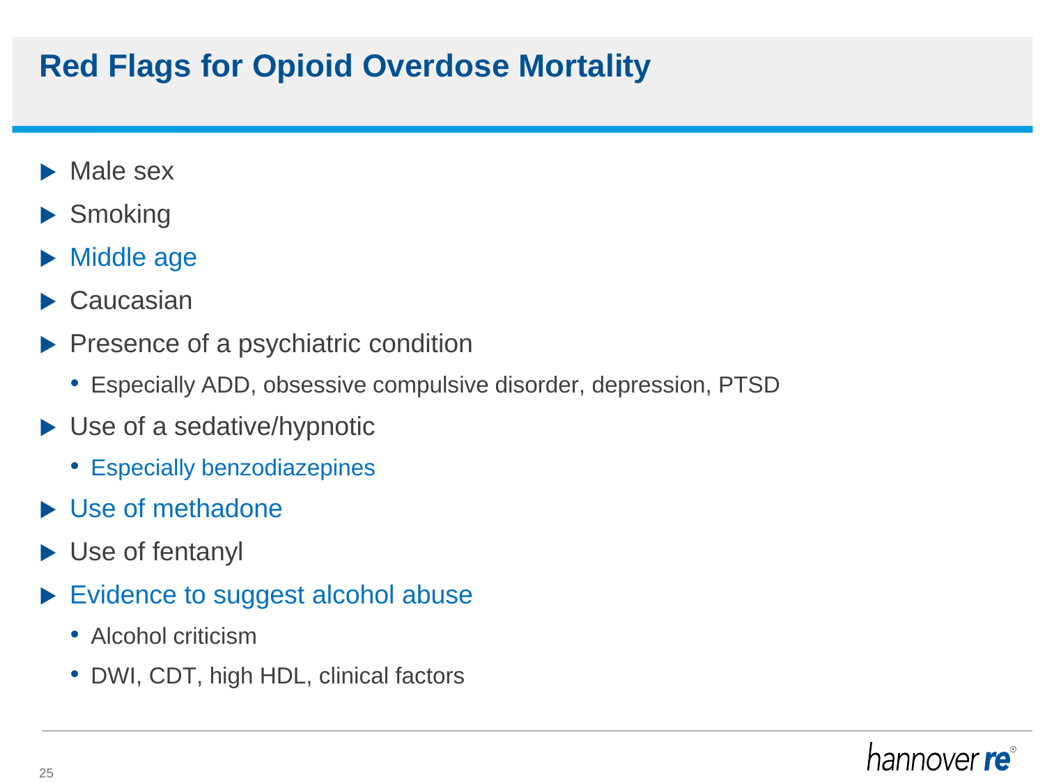# Red Flags for Opioid Overdose Mortality

- Male sex
- Smoking
- Middle age
- Caucasian
- Presence of a psychiatric condition
  - Especially ADD, obsessive compulsive disorder, depression, PTSD
- Use of a sedative/hypnotic
  - Especially benzodiazepines
- Use of methadone
- Use of fentanyl
- Evidence to suggest alcohol abuse
  - Alcohol criticism
  - DWI, CDT, high HDL, clinical factors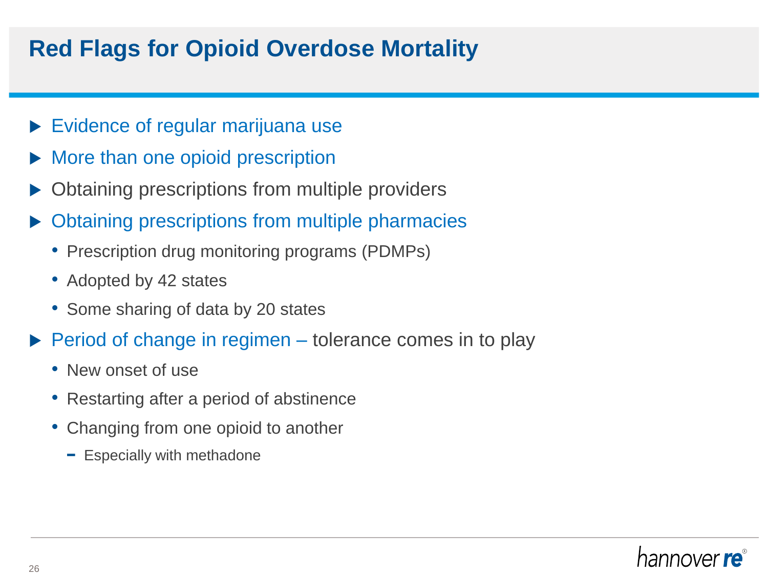# Red Flags for Opioid Overdose Mortality

- Evidence of regular marijuana use
- More than one opioid prescription
- Obtaining prescriptions from multiple providers
- Obtaining prescriptions from multiple pharmacies
  - Prescription drug monitoring programs (PDMPs)
  - Adopted by 42 states
  - Some sharing of data by 20 states
- Period of change in regimen – tolerance comes in to play
  - New onset of use
  - Restarting after a period of abstinence
  - Changing from one opioid to another
    - Especially with methadone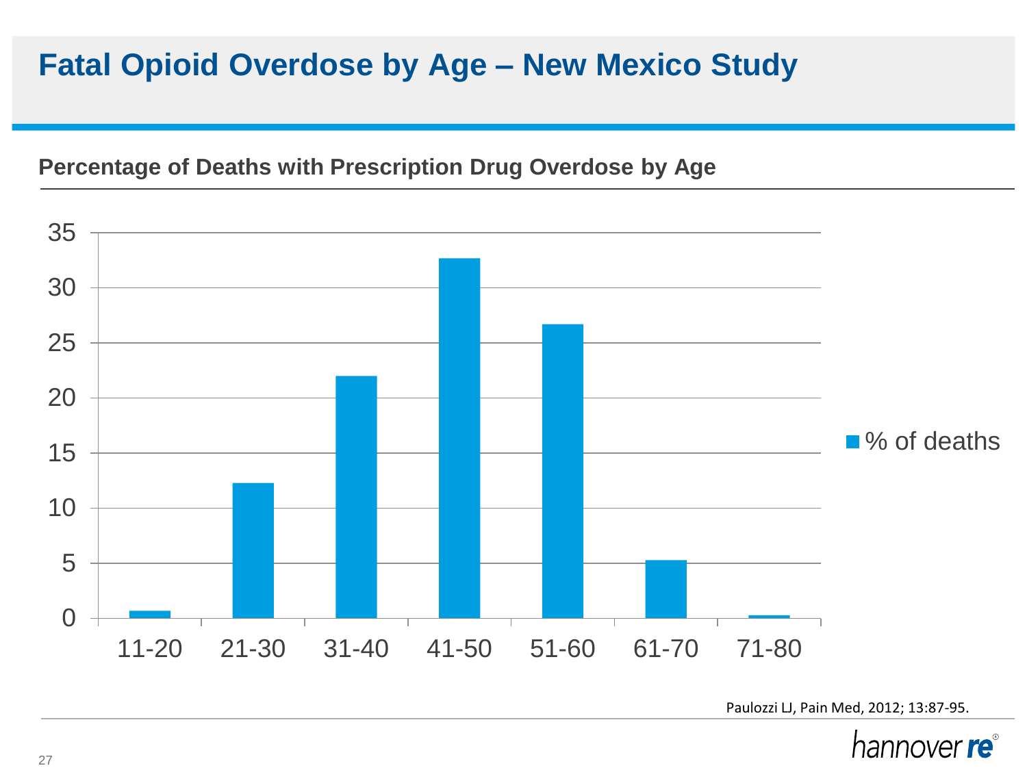# Fatal Opioid Overdose by Age – New Mexico Study

**Percentage of Deaths with Prescription Drug Overdose by Age**

| Age | % of deaths |
|---|---|
| 11-20 | 0.7 |
| 21-30 | 12.3 |
| 31-40 | 22 |
| 41-50 | 32.7 |
| 51-60 | 26.7 |
| 61-70 | 5.3 |
| 71-80 | 0.3 |

Paulozzi LJ, Pain Med, 2012; 13:87-95.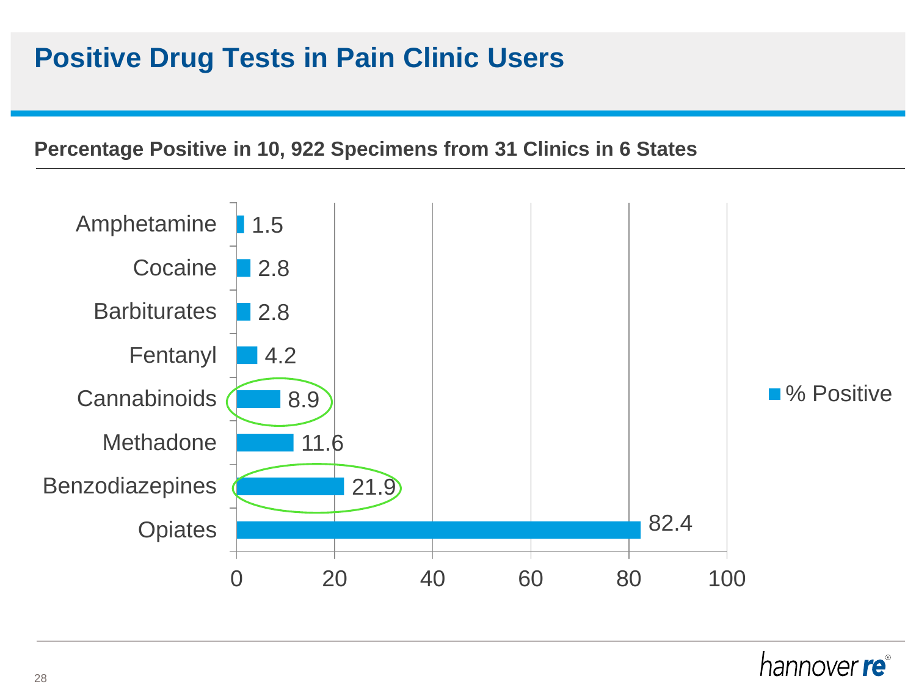# Positive Drug Tests in Pain Clinic Users

**Percentage Positive in 10, 922 Specimens from 31 Clinics in 6 States**

| Drug | % Positive |
|---|---|
| Amphetamine | 1.5 |
| Cocaine | 2.8 |
| Barbiturates | 2.8 |
| Fentanyl | 4.2 |
| Cannabinoids | 8.9 |
| Methadone | 11.6 |
| Benzodiazepines | 21.9 |
| Opiates | 82.4 |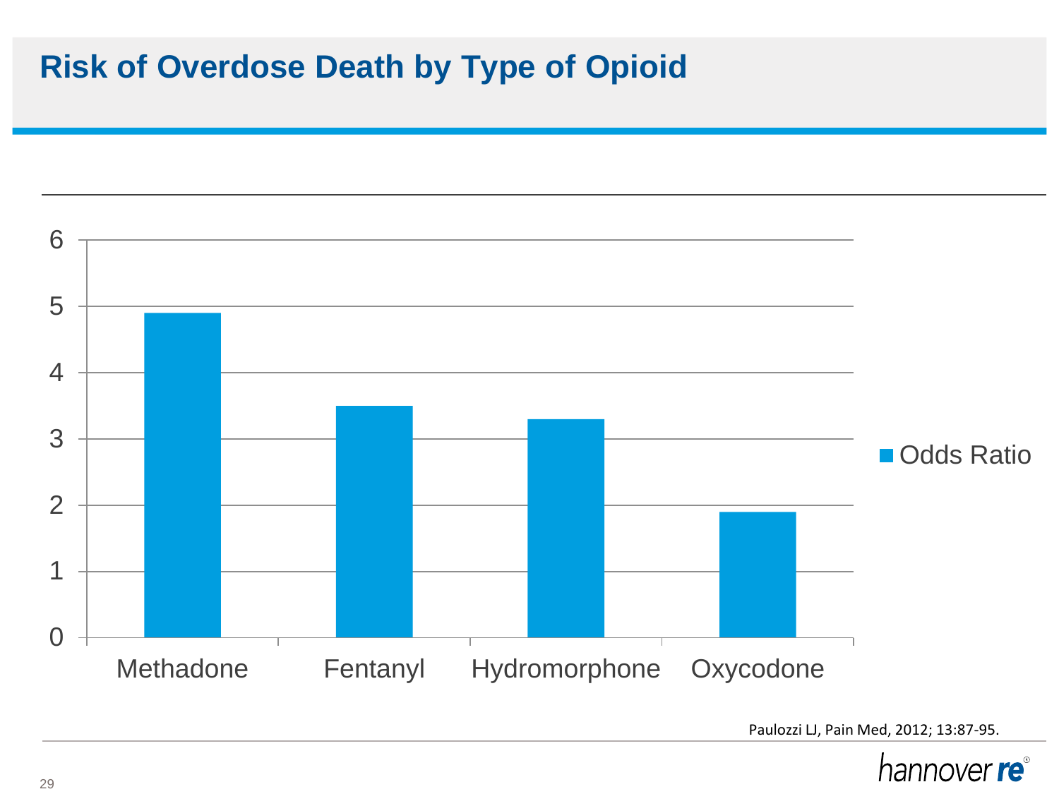# Risk of Overdose Death by Type of Opioid

| | Odds Ratio |
|---|---|
| Methadone | 4.9 |
| Fentanyl | 3.5 |
| Hydromorphone | 3.3 |
| Oxycodone | 1.9 |

Paulozzi LJ, Pain Med, 2012; 13:87-95.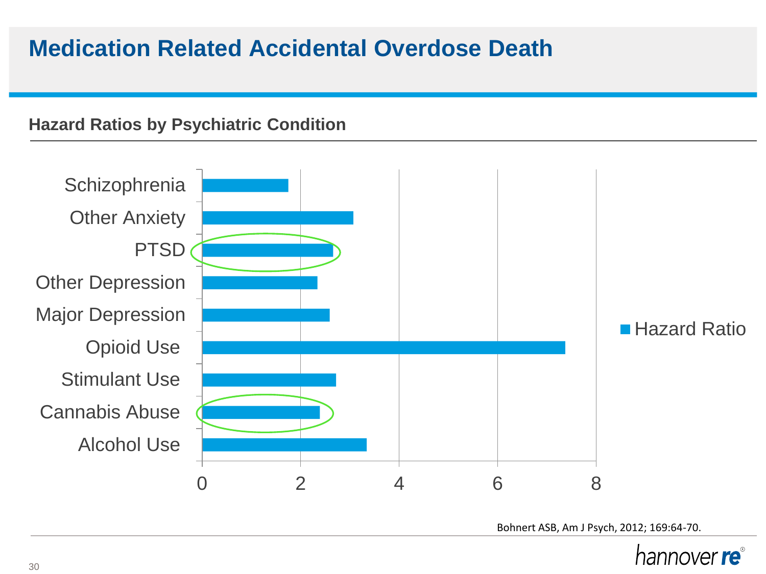# Medication Related Accidental Overdose Death

## Hazard Ratios by Psychiatric Condition

| Condition | Hazard Ratio |
|---|---|
| Schizophrenia | ~1.75 |
| Other Anxiety | ~3.07 |
| PTSD | ~2.65 |
| Other Depression | ~2.33 |
| Major Depression | ~2.58 |
| Opioid Use | ~7.37 |
| Stimulant Use | ~2.71 |
| Cannabis Abuse | ~2.38 |
| Alcohol Use | ~3.33 |

Bohnert ASB, Am J Psych, 2012; 169:64-70.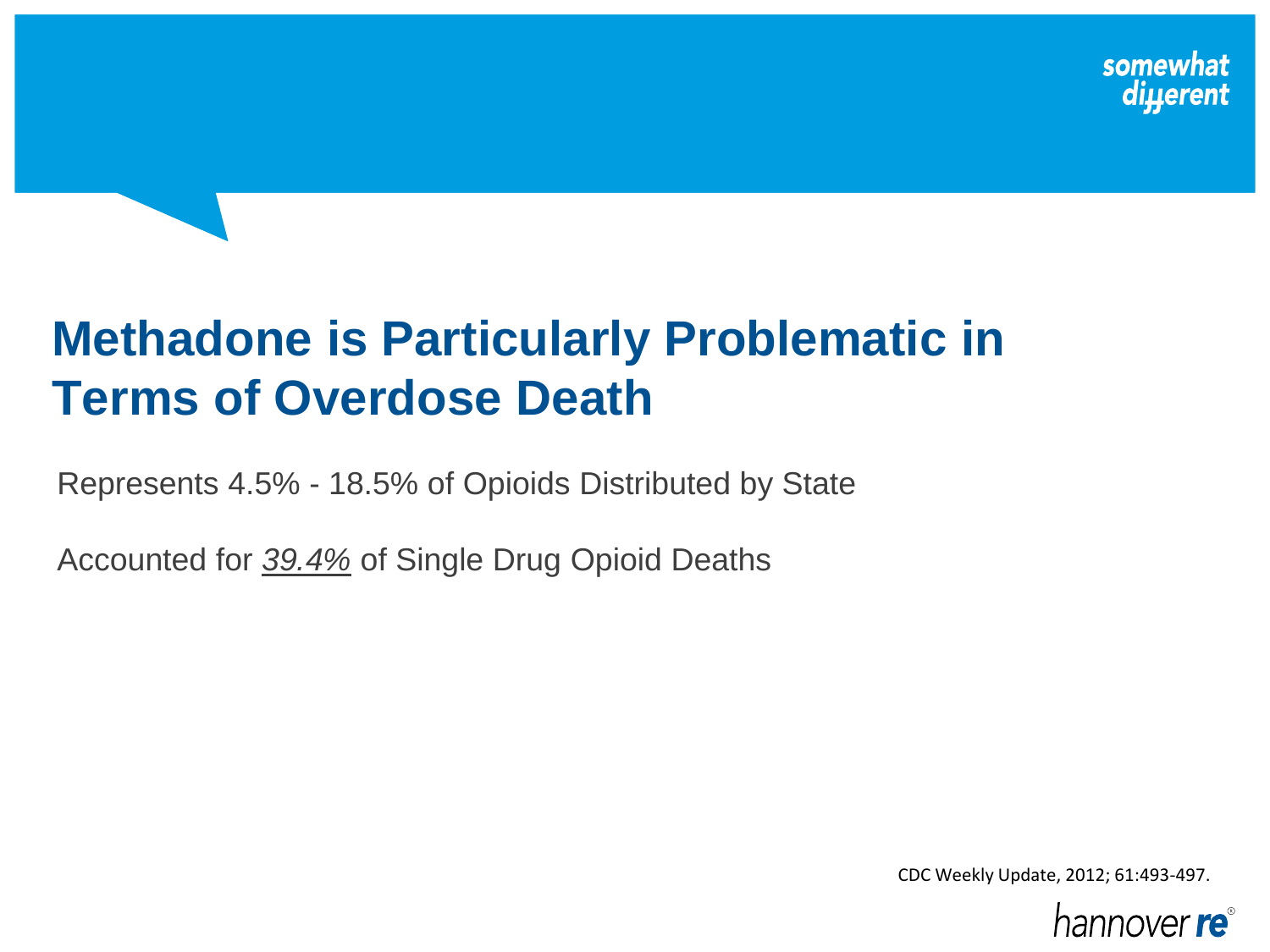# Methadone is Particularly Problematic in Terms of Overdose Death

Represents 4.5% - 18.5% of Opioids Distributed by State

Accounted for *39.4%* of Single Drug Opioid Deaths

CDC Weekly Update, 2012; 61:493-497.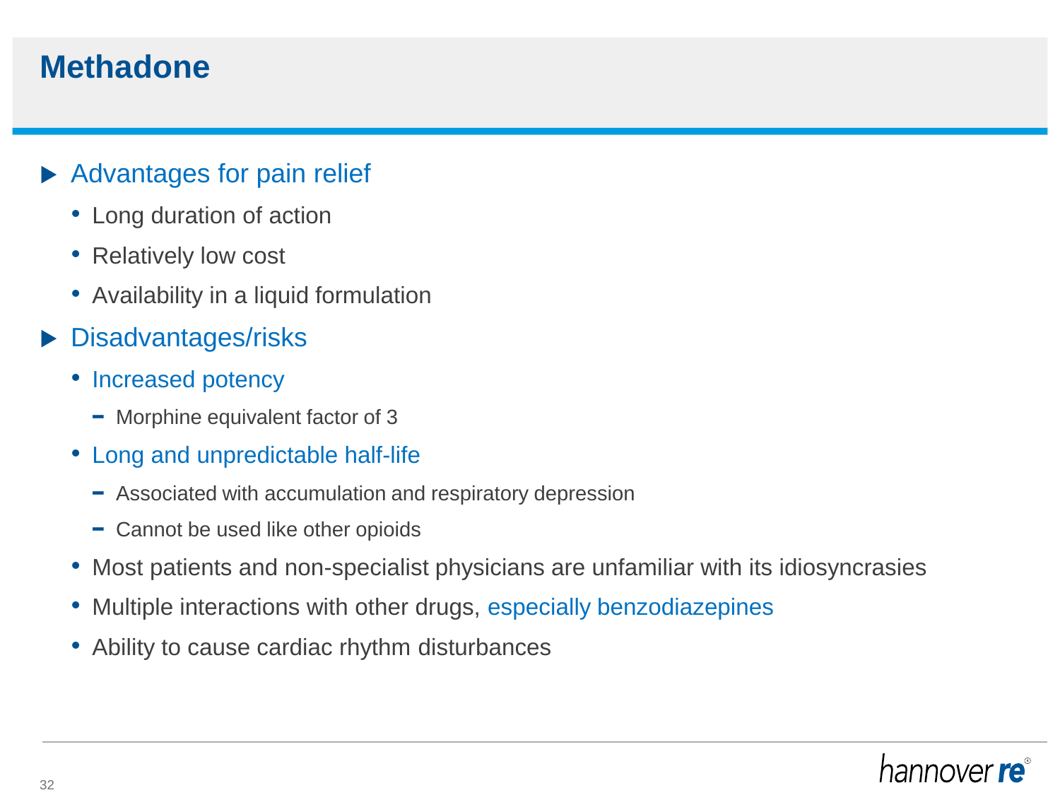# Methadone

- Advantages for pain relief
  - Long duration of action
  - Relatively low cost
  - Availability in a liquid formulation
- Disadvantages/risks
  - Increased potency
    - Morphine equivalent factor of 3
  - Long and unpredictable half-life
    - Associated with accumulation and respiratory depression
    - Cannot be used like other opioids
  - Most patients and non-specialist physicians are unfamiliar with its idiosyncrasies
  - Multiple interactions with other drugs, especially benzodiazepines
  - Ability to cause cardiac rhythm disturbances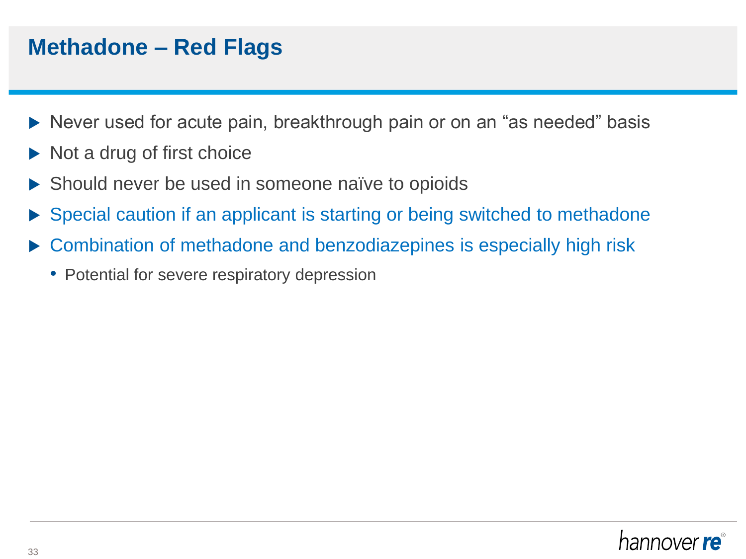# Methadone – Red Flags

- Never used for acute pain, breakthrough pain or on an "as needed" basis
- Not a drug of first choice
- Should never be used in someone naïve to opioids
- Special caution if an applicant is starting or being switched to methadone
- Combination of methadone and benzodiazepines is especially high risk
  - Potential for severe respiratory depression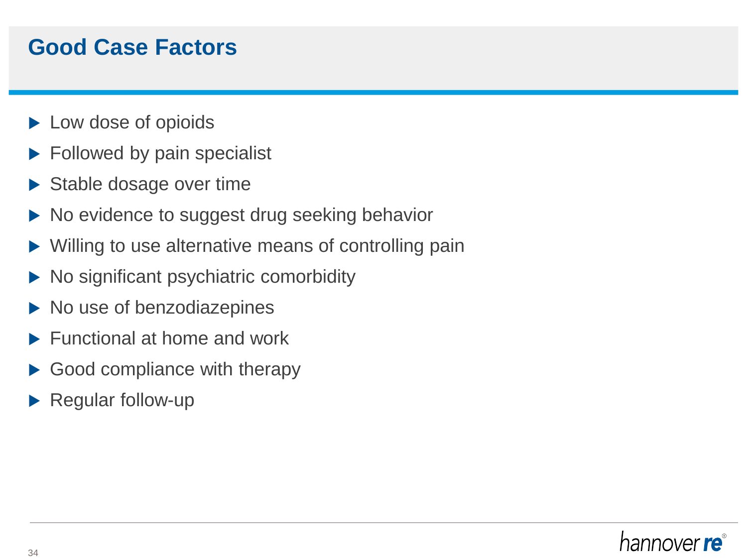# Good Case Factors

- Low dose of opioids
- Followed by pain specialist
- Stable dosage over time
- No evidence to suggest drug seeking behavior
- Willing to use alternative means of controlling pain
- No significant psychiatric comorbidity
- No use of benzodiazepines
- Functional at home and work
- Good compliance with therapy
- Regular follow-up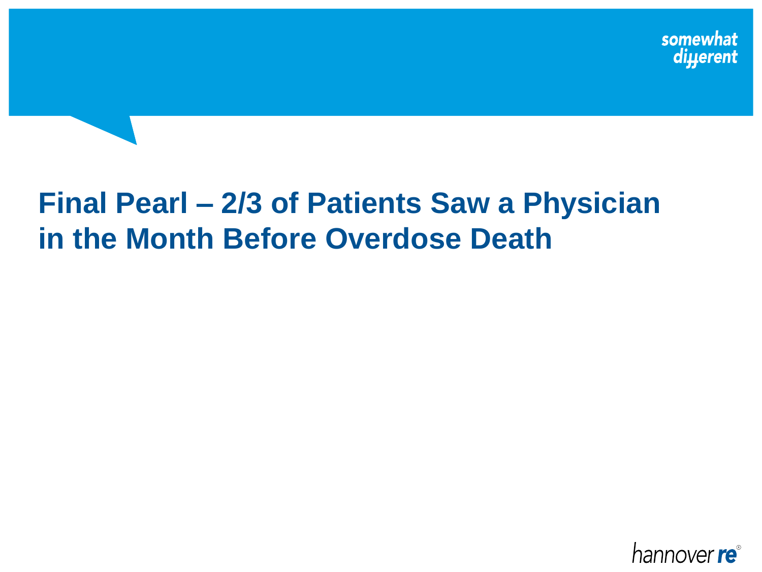# Final Pearl – 2/3 of Patients Saw a Physician in the Month Before Overdose Death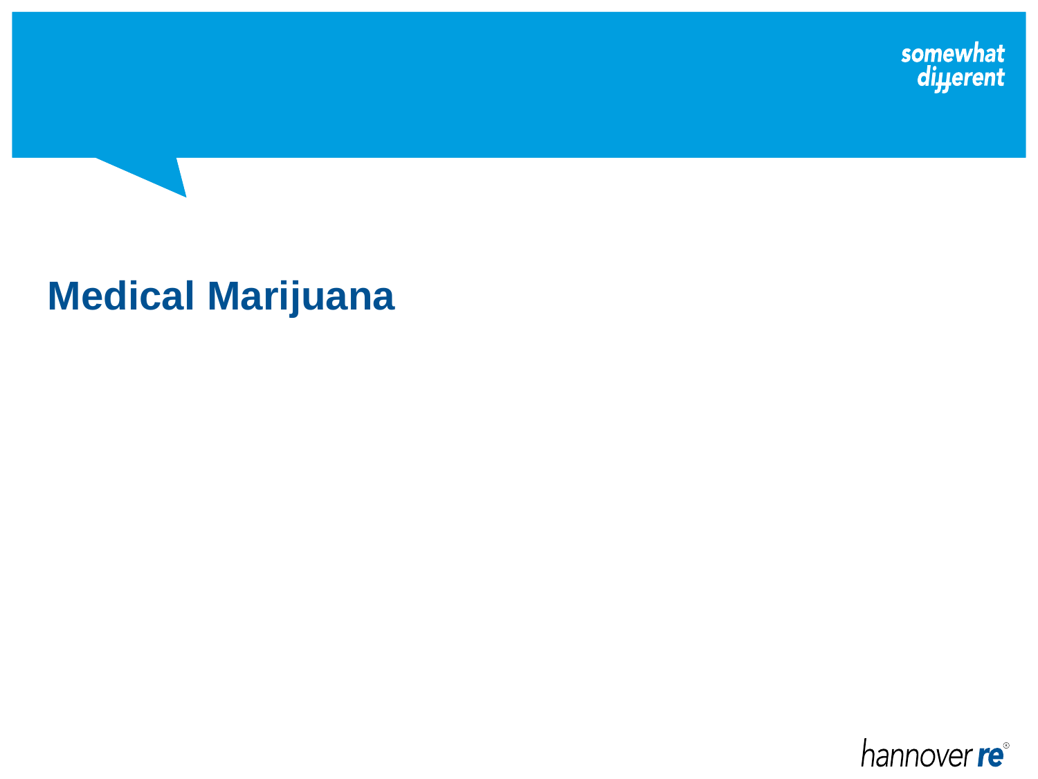# Medical Marijuana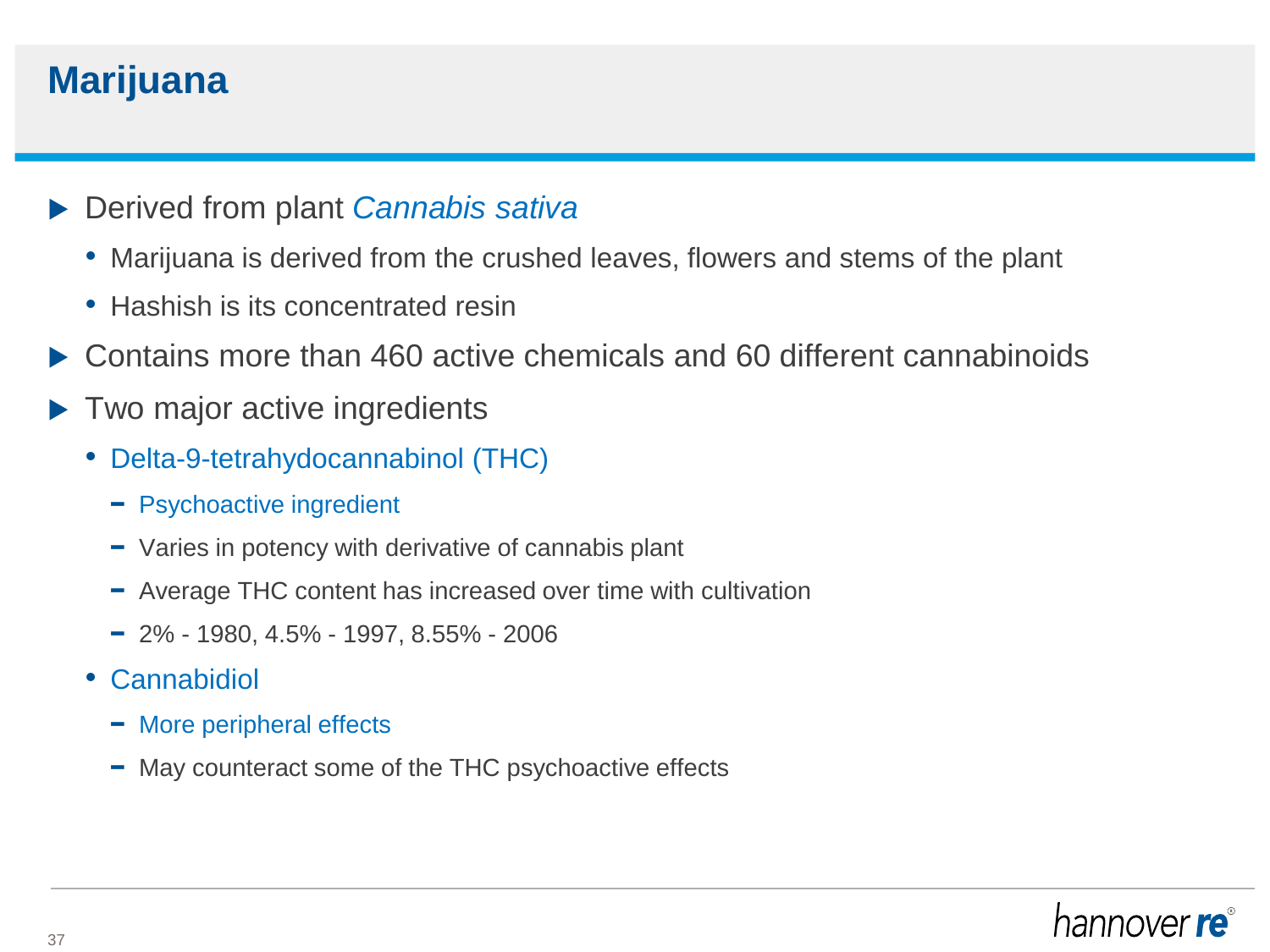# Marijuana

- Derived from plant *Cannabis sativa*
  - Marijuana is derived from the crushed leaves, flowers and stems of the plant
  - Hashish is its concentrated resin
- Contains more than 460 active chemicals and 60 different cannabinoids
- Two major active ingredients
  - Delta-9-tetrahydocannabinol (THC)
    - Psychoactive ingredient
    - Varies in potency with derivative of cannabis plant
    - Average THC content has increased over time with cultivation
    - 2% - 1980, 4.5% - 1997, 8.55% - 2006
  - Cannabidiol
    - More peripheral effects
    - May counteract some of the THC psychoactive effects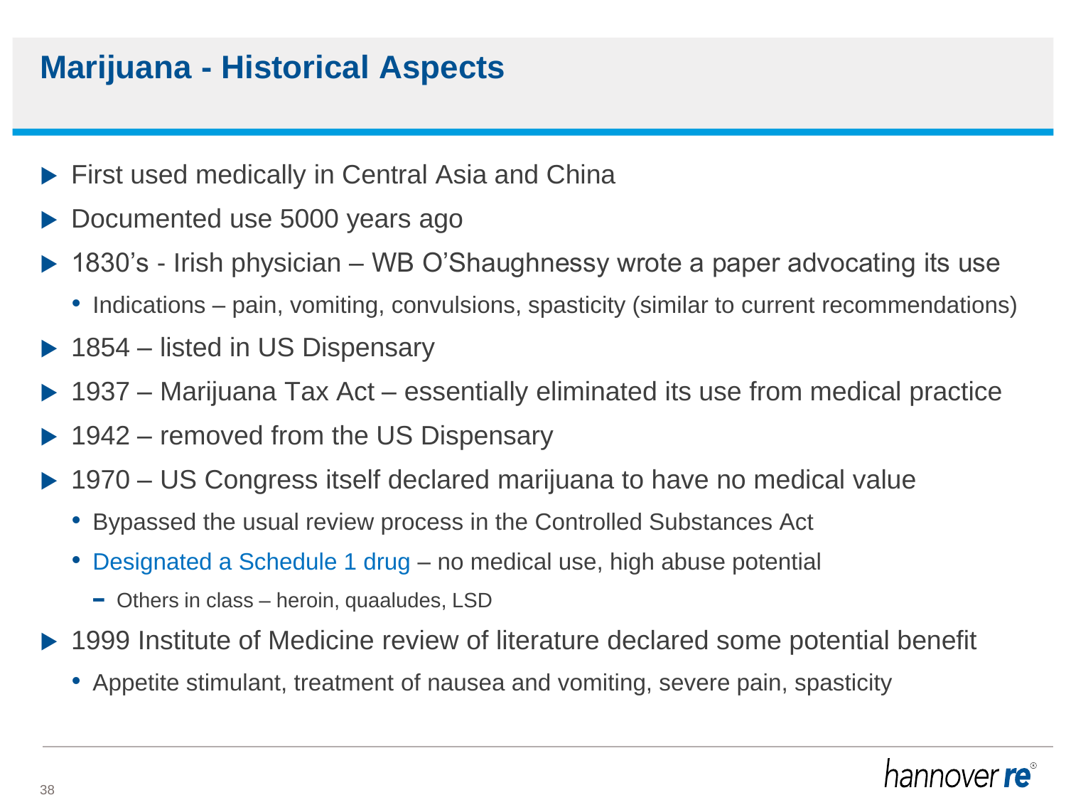# Marijuana - Historical Aspects

- First used medically in Central Asia and China
- Documented use 5000 years ago
- 1830's - Irish physician – WB O'Shaughnessy wrote a paper advocating its use
  - Indications – pain, vomiting, convulsions, spasticity (similar to current recommendations)
- 1854 – listed in US Dispensary
- 1937 – Marijuana Tax Act – essentially eliminated its use from medical practice
- 1942 – removed from the US Dispensary
- 1970 – US Congress itself declared marijuana to have no medical value
  - Bypassed the usual review process in the Controlled Substances Act
  - Designated a Schedule 1 drug – no medical use, high abuse potential
    - Others in class – heroin, quaaludes, LSD
- 1999 Institute of Medicine review of literature declared some potential benefit
  - Appetite stimulant, treatment of nausea and vomiting, severe pain, spasticity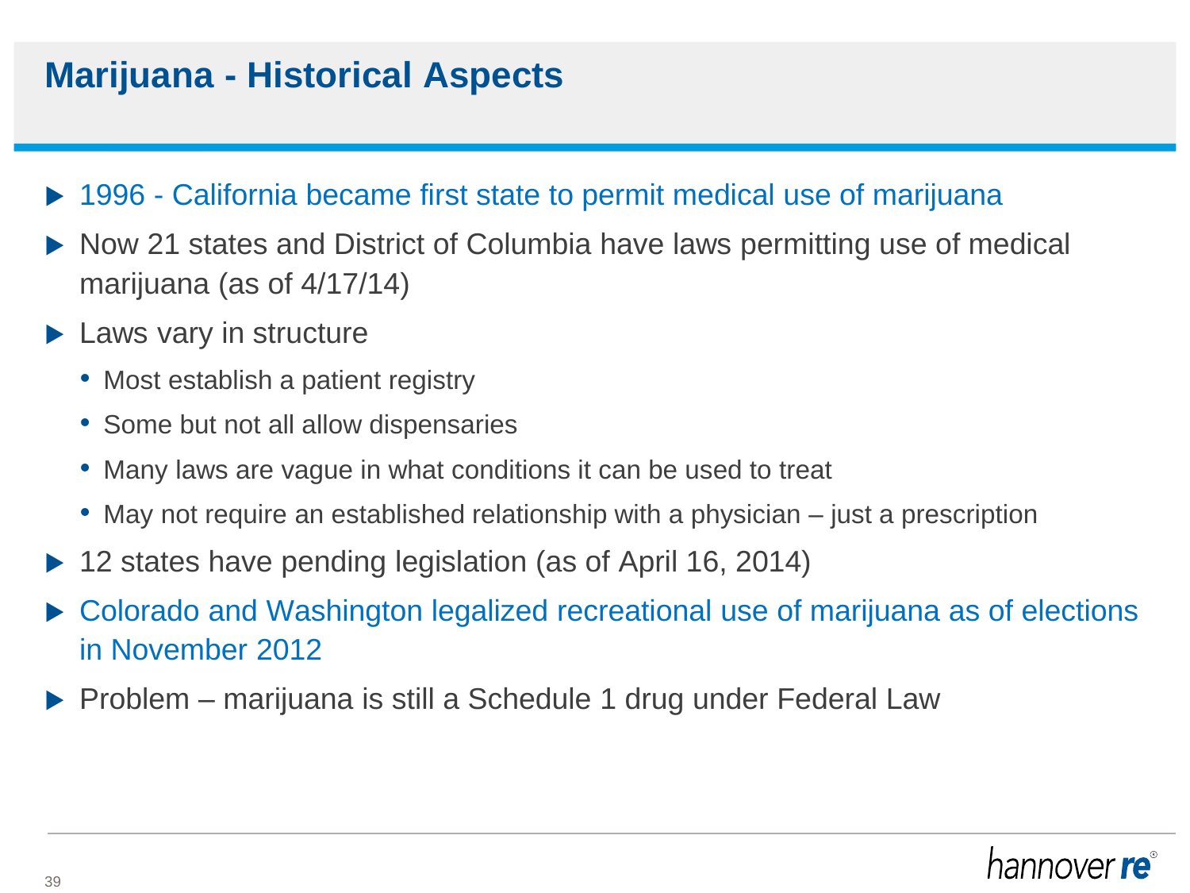# Marijuana - Historical Aspects

- 1996 - California became first state to permit medical use of marijuana
- Now 21 states and District of Columbia have laws permitting use of medical marijuana (as of 4/17/14)
- Laws vary in structure
  - Most establish a patient registry
  - Some but not all allow dispensaries
  - Many laws are vague in what conditions it can be used to treat
  - May not require an established relationship with a physician – just a prescription
- 12 states have pending legislation (as of April 16, 2014)
- Colorado and Washington legalized recreational use of marijuana as of elections in November 2012
- Problem – marijuana is still a Schedule 1 drug under Federal Law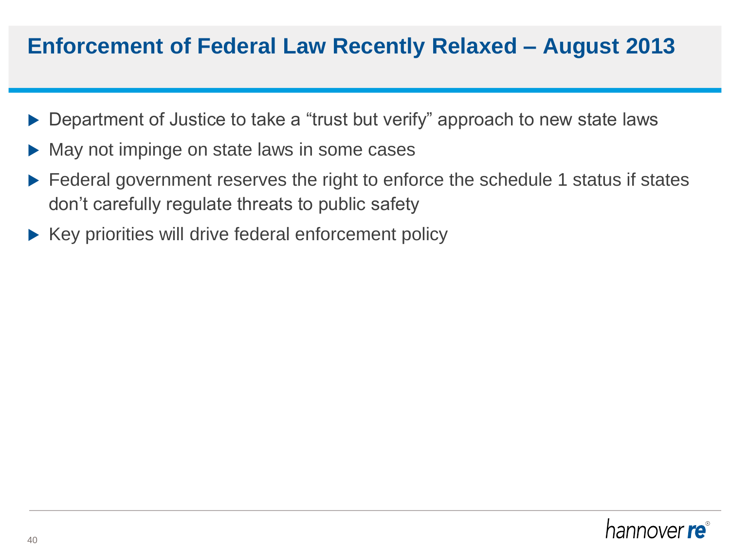# Enforcement of Federal Law Recently Relaxed – August 2013

- Department of Justice to take a “trust but verify” approach to new state laws
- May not impinge on state laws in some cases
- Federal government reserves the right to enforce the schedule 1 status if states don’t carefully regulate threats to public safety
- Key priorities will drive federal enforcement policy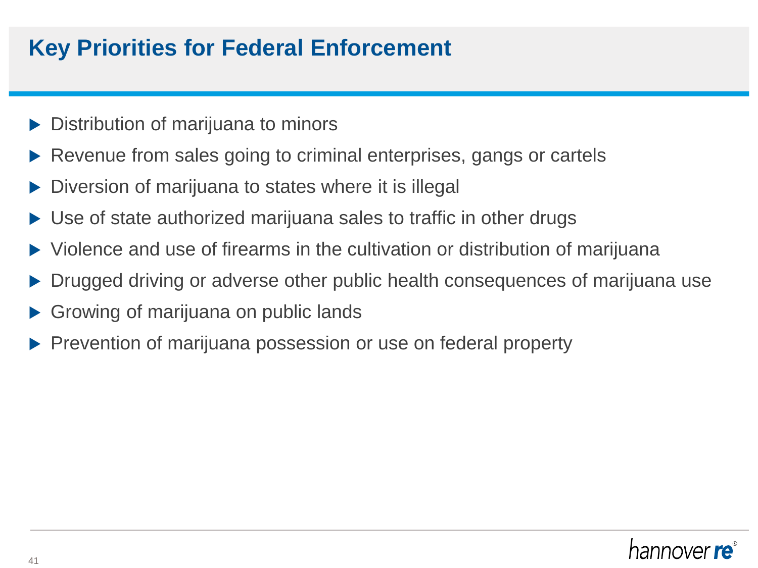# Key Priorities for Federal Enforcement

- Distribution of marijuana to minors
- Revenue from sales going to criminal enterprises, gangs or cartels
- Diversion of marijuana to states where it is illegal
- Use of state authorized marijuana sales to traffic in other drugs
- Violence and use of firearms in the cultivation or distribution of marijuana
- Drugged driving or adverse other public health consequences of marijuana use
- Growing of marijuana on public lands
- Prevention of marijuana possession or use on federal property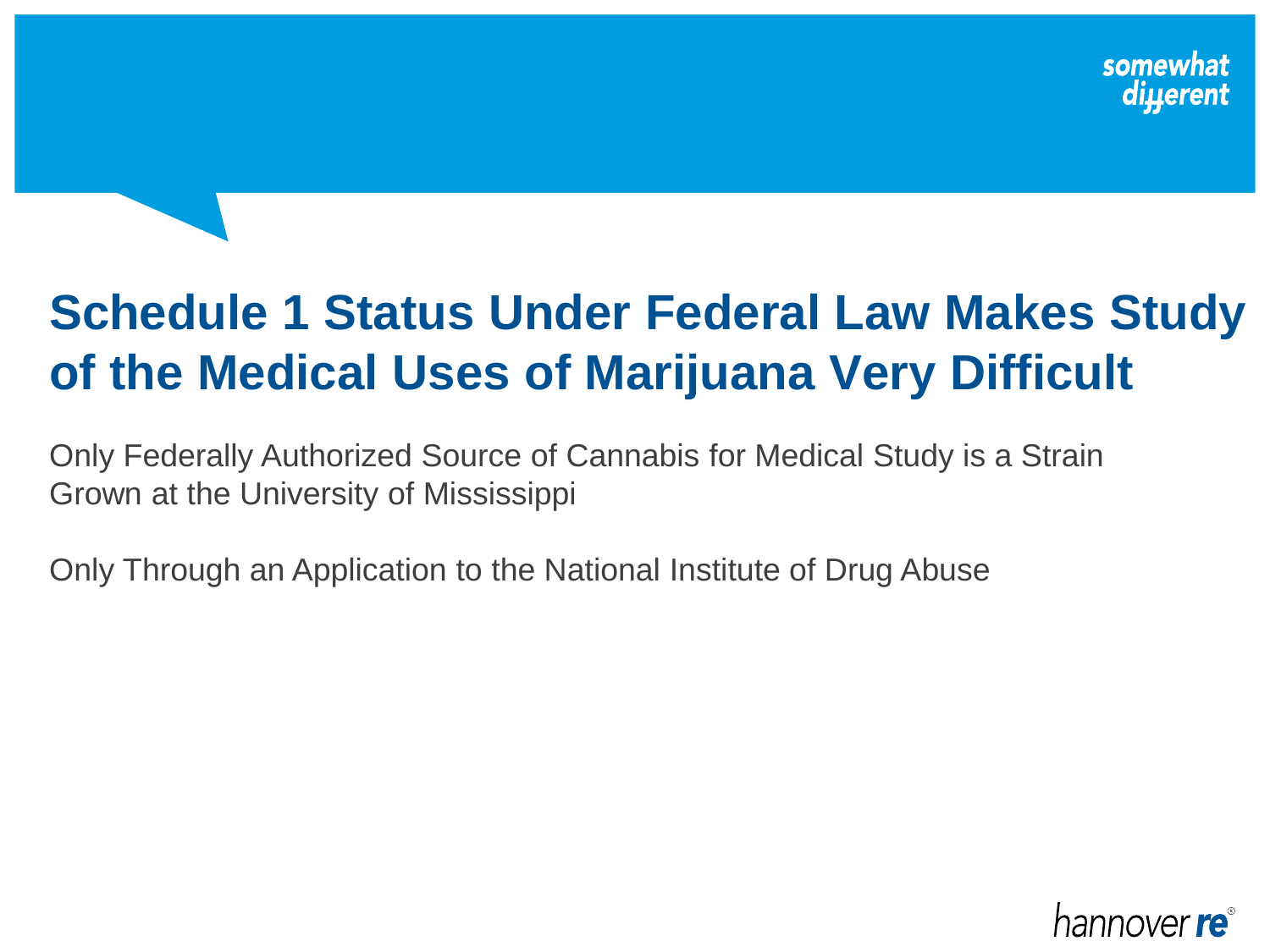# Schedule 1 Status Under Federal Law Makes Study of the Medical Uses of Marijuana Very Difficult

Only Federally Authorized Source of Cannabis for Medical Study is a Strain Grown at the University of Mississippi

Only Through an Application to the National Institute of Drug Abuse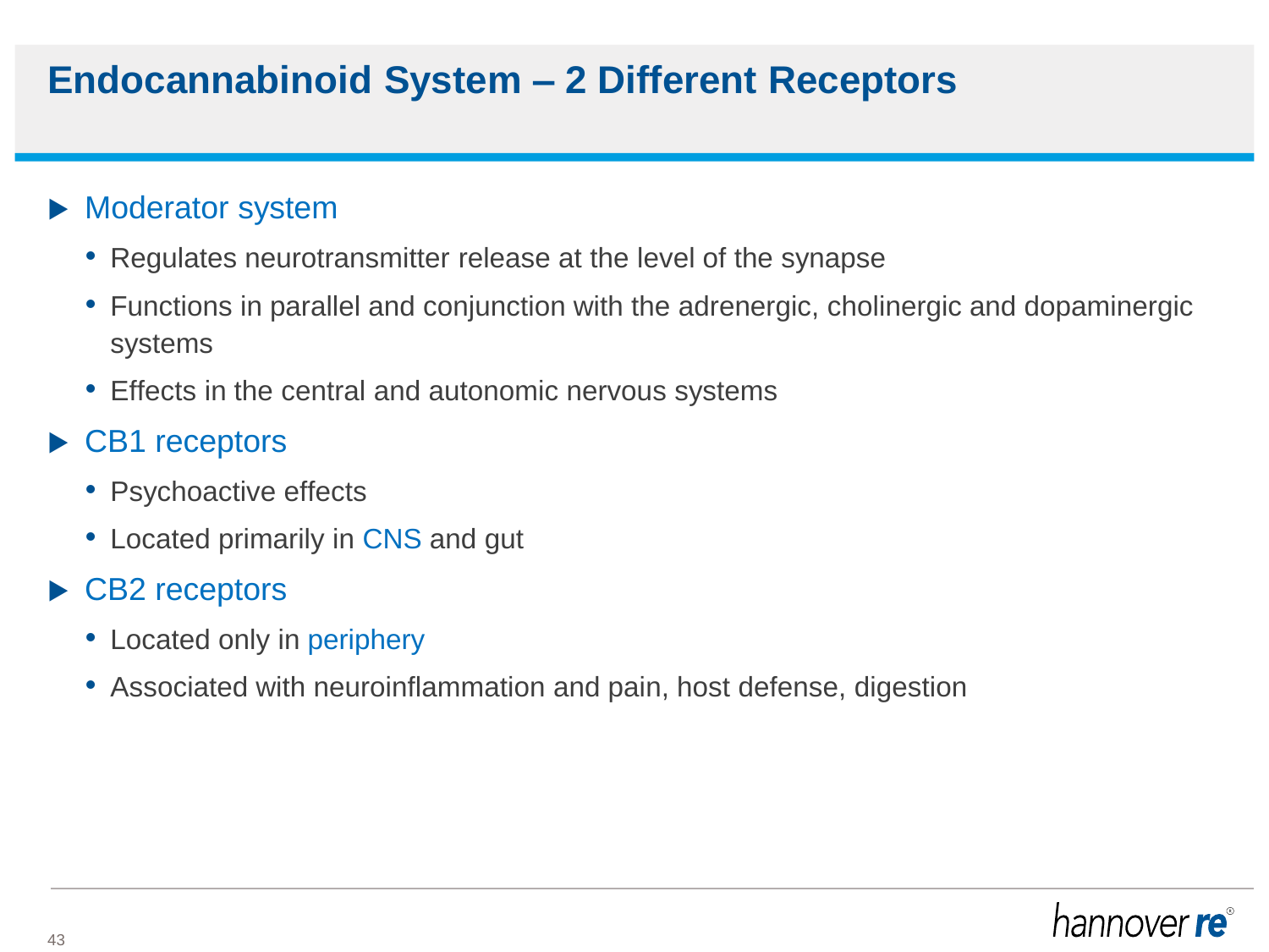# Endocannabinoid System – 2 Different Receptors

- Moderator system
  - Regulates neurotransmitter release at the level of the synapse
  - Functions in parallel and conjunction with the adrenergic, cholinergic and dopaminergic systems
  - Effects in the central and autonomic nervous systems
- CB1 receptors
  - Psychoactive effects
  - Located primarily in CNS and gut
- CB2 receptors
  - Located only in periphery
  - Associated with neuroinflammation and pain, host defense, digestion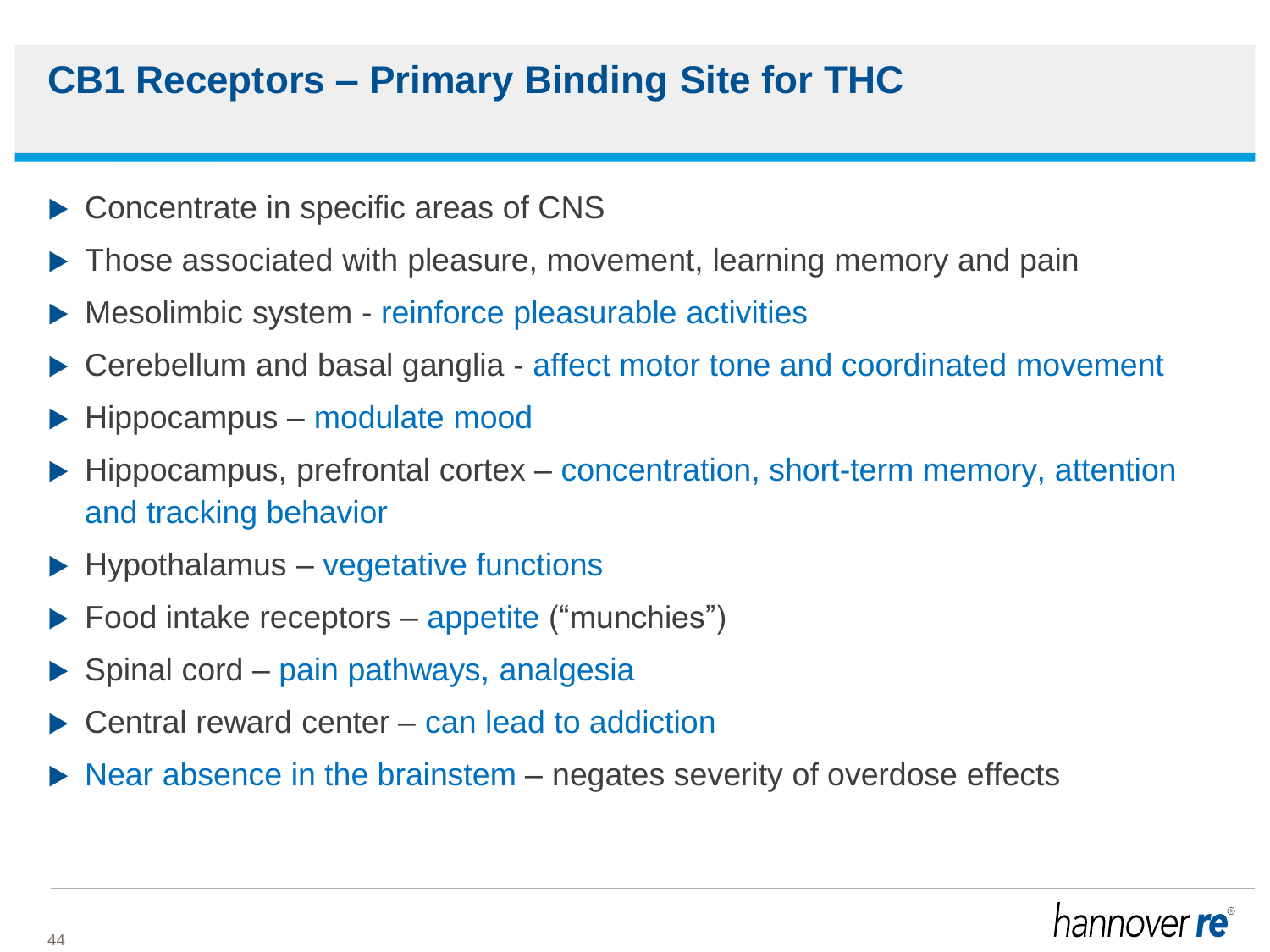# CB1 Receptors – Primary Binding Site for THC

- Concentrate in specific areas of CNS
- Those associated with pleasure, movement, learning memory and pain
- Mesolimbic system - reinforce pleasurable activities
- Cerebellum and basal ganglia - affect motor tone and coordinated movement
- Hippocampus – modulate mood
- Hippocampus, prefrontal cortex – concentration, short-term memory, attention and tracking behavior
- Hypothalamus – vegetative functions
- Food intake receptors – appetite ("munchies")
- Spinal cord – pain pathways, analgesia
- Central reward center – can lead to addiction
- Near absence in the brainstem – negates severity of overdose effects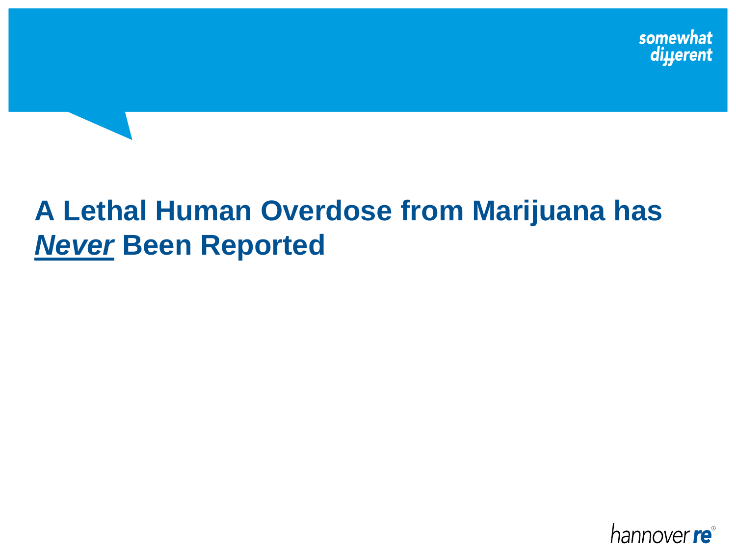# A Lethal Human Overdose from Marijuana has ***Never*** Been Reported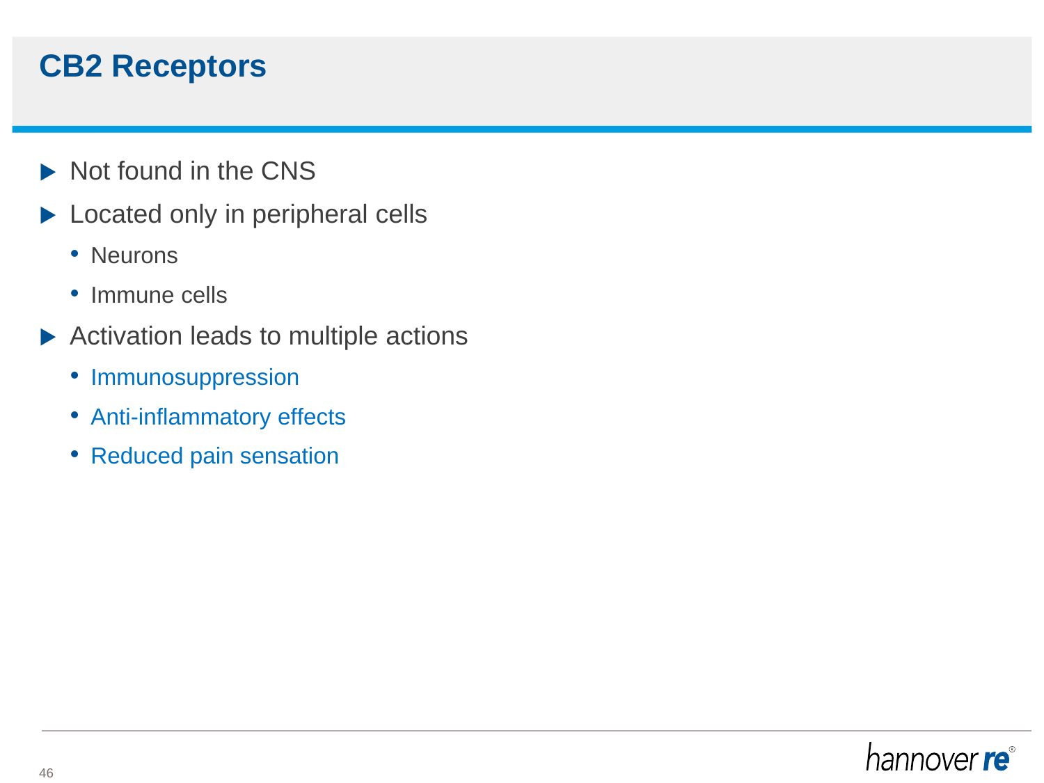# CB2 Receptors

- Not found in the CNS
- Located only in peripheral cells
  - Neurons
  - Immune cells
- Activation leads to multiple actions
  - Immunosuppression
  - Anti-inflammatory effects
  - Reduced pain sensation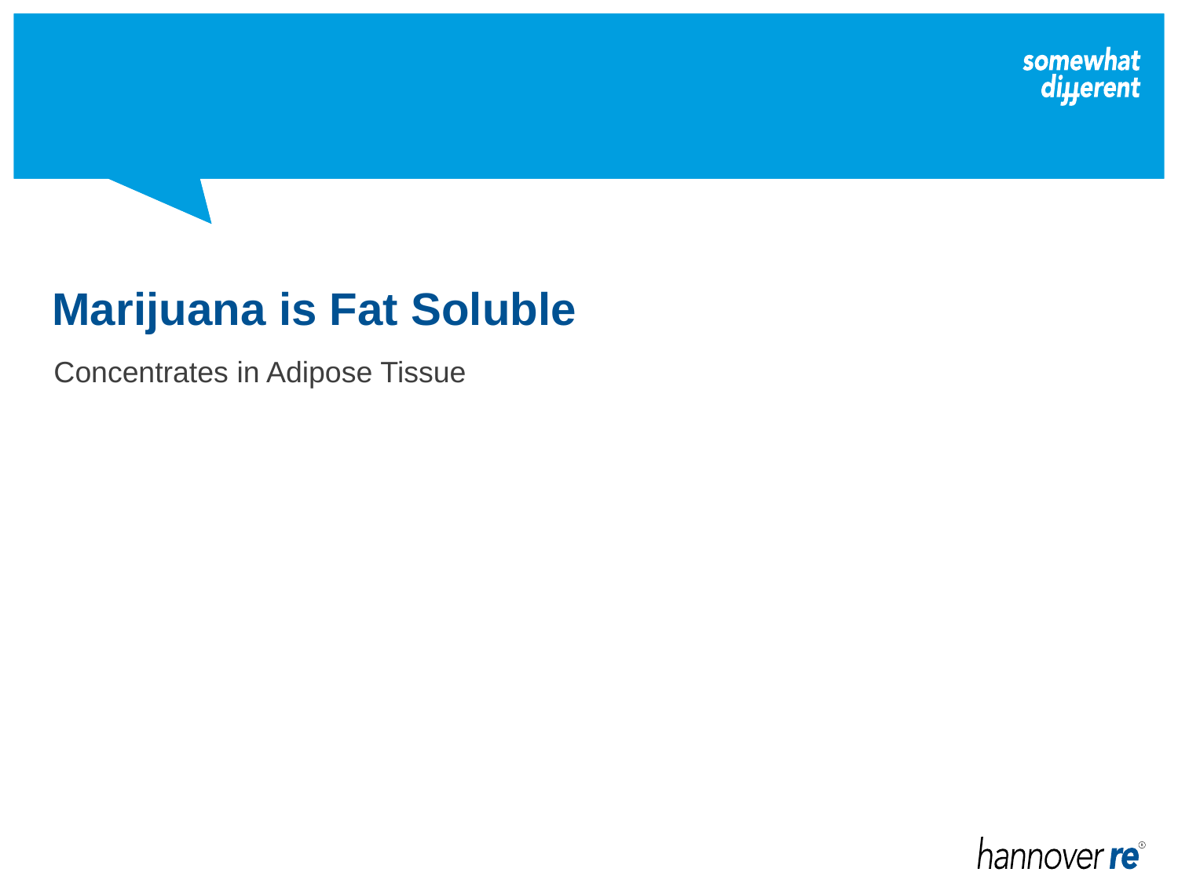# Marijuana is Fat Soluble

Concentrates in Adipose Tissue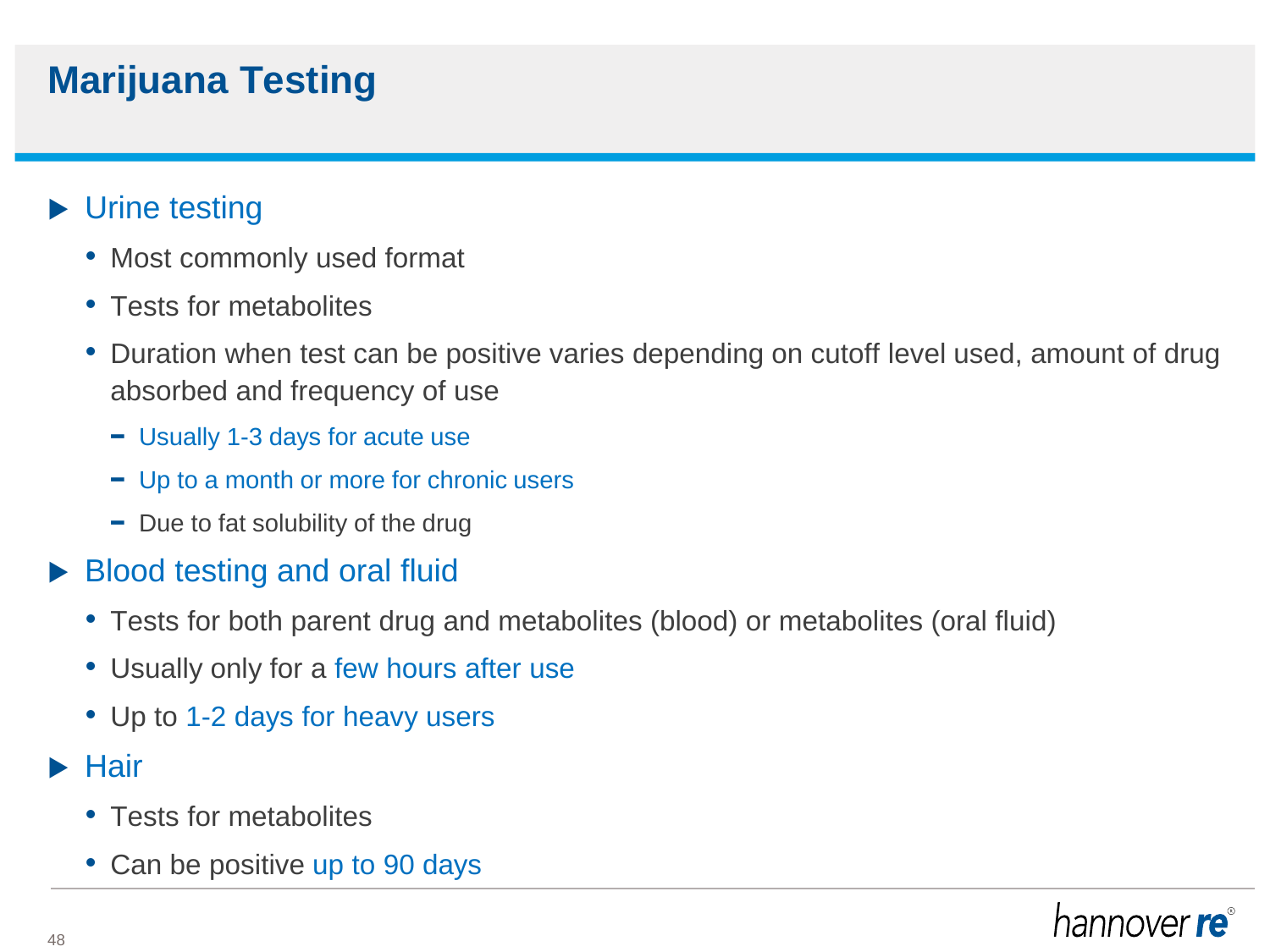# Marijuana Testing

- Urine testing
  - Most commonly used format
  - Tests for metabolites
  - Duration when test can be positive varies depending on cutoff level used, amount of drug absorbed and frequency of use
    - Usually 1-3 days for acute use
    - Up to a month or more for chronic users
    - Due to fat solubility of the drug
- Blood testing and oral fluid
  - Tests for both parent drug and metabolites (blood) or metabolites (oral fluid)
  - Usually only for a few hours after use
  - Up to 1-2 days for heavy users
- Hair
  - Tests for metabolites
  - Can be positive up to 90 days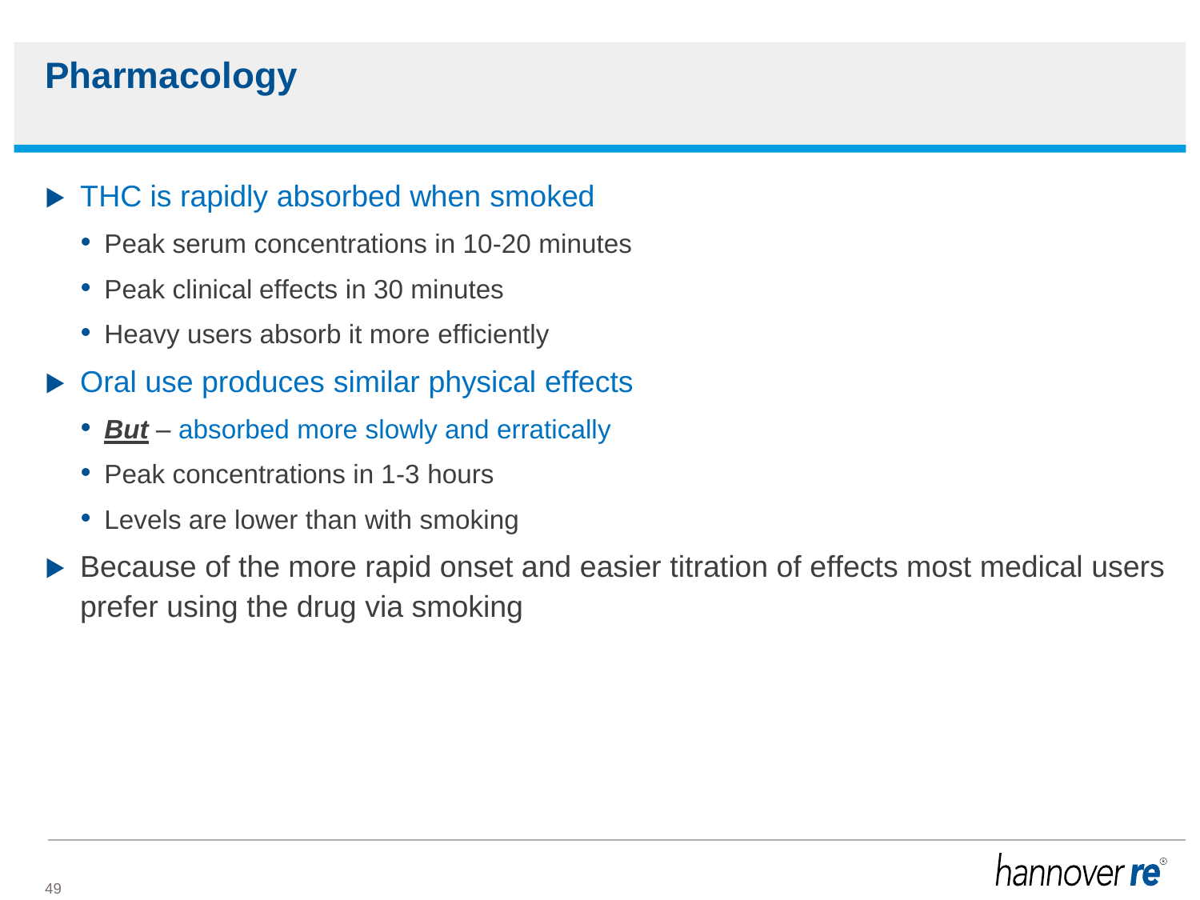# Pharmacology

- THC is rapidly absorbed when smoked
  - Peak serum concentrations in 10-20 minutes
  - Peak clinical effects in 30 minutes
  - Heavy users absorb it more efficiently
- Oral use produces similar physical effects
  - ***But*** – absorbed more slowly and erratically
  - Peak concentrations in 1-3 hours
  - Levels are lower than with smoking
- Because of the more rapid onset and easier titration of effects most medical users prefer using the drug via smoking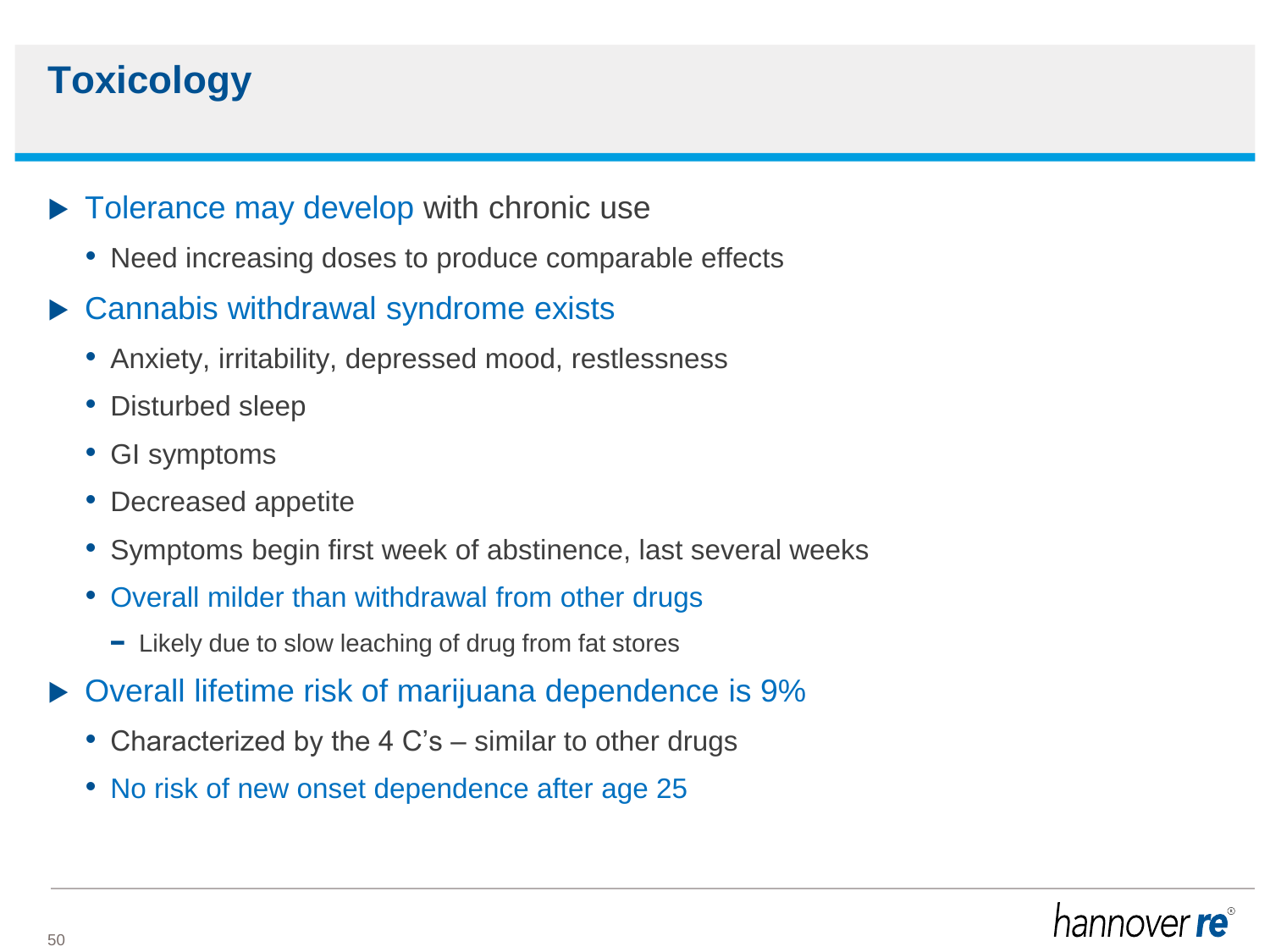# Toxicology

- Tolerance may develop with chronic use
  - Need increasing doses to produce comparable effects
- Cannabis withdrawal syndrome exists
  - Anxiety, irritability, depressed mood, restlessness
  - Disturbed sleep
  - GI symptoms
  - Decreased appetite
  - Symptoms begin first week of abstinence, last several weeks
  - Overall milder than withdrawal from other drugs
    - Likely due to slow leaching of drug from fat stores
- Overall lifetime risk of marijuana dependence is 9%
  - Characterized by the 4 C's – similar to other drugs
  - No risk of new onset dependence after age 25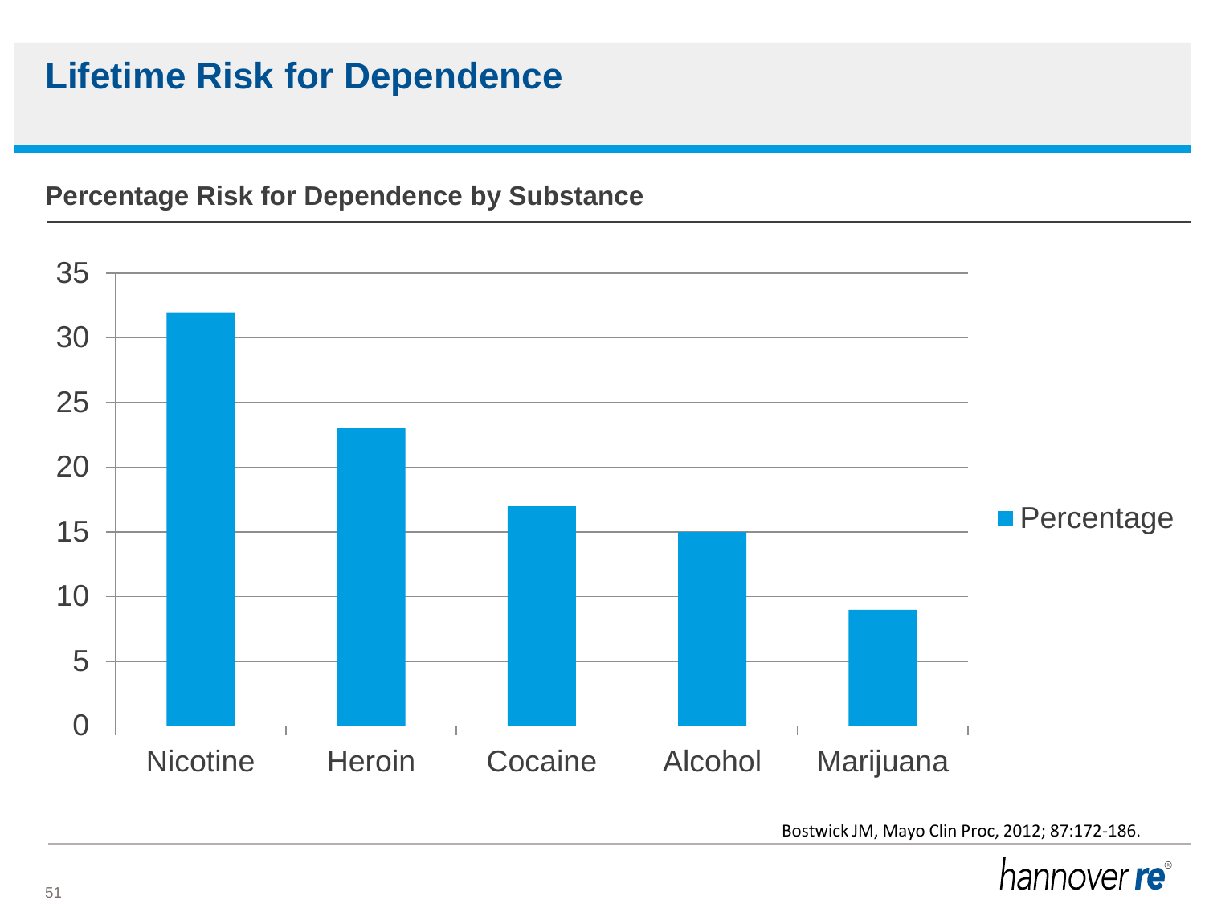# Lifetime Risk for Dependence

## Percentage Risk for Dependence by Substance

| Substance | Percentage |
|---|---|
| Nicotine | 32 |
| Heroin | 23 |
| Cocaine | 17 |
| Alcohol | 15 |
| Marijuana | 9 |

Bostwick JM, Mayo Clin Proc, 2012; 87:172-186.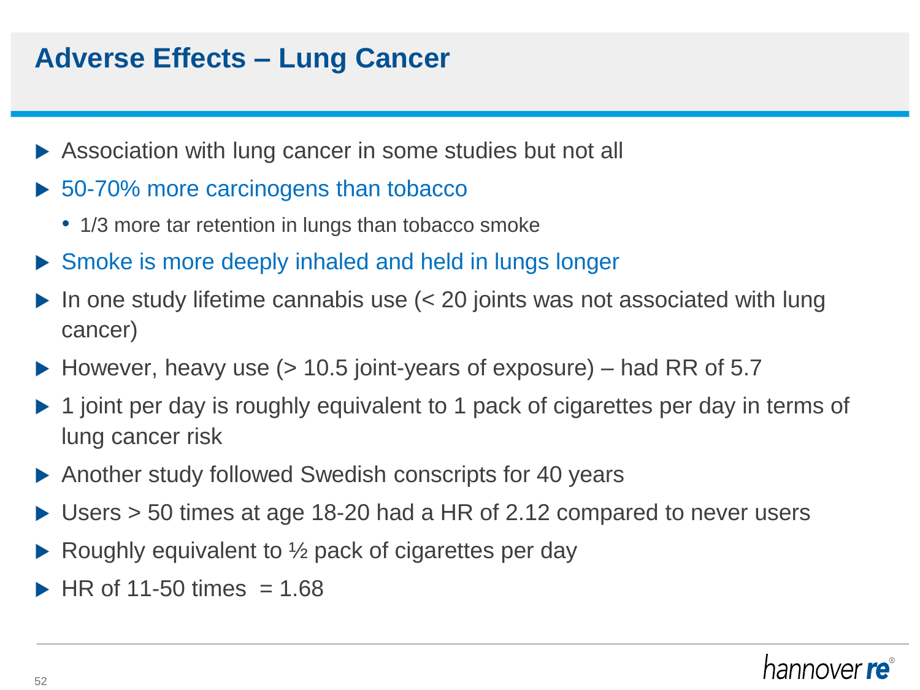# Adverse Effects – Lung Cancer

- Association with lung cancer in some studies but not all
- 50-70% more carcinogens than tobacco
  - 1/3 more tar retention in lungs than tobacco smoke
- Smoke is more deeply inhaled and held in lungs longer
- In one study lifetime cannabis use (< 20 joints was not associated with lung cancer)
- However, heavy use (> 10.5 joint-years of exposure) – had RR of 5.7
- 1 joint per day is roughly equivalent to 1 pack of cigarettes per day in terms of lung cancer risk
- Another study followed Swedish conscripts for 40 years
- Users > 50 times at age 18-20 had a HR of 2.12 compared to never users
- Roughly equivalent to ½ pack of cigarettes per day
- HR of 11-50 times = 1.68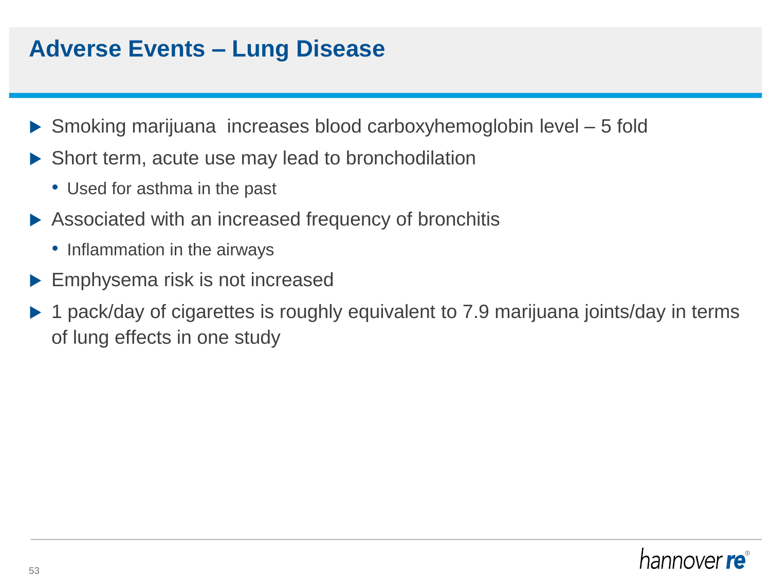# Adverse Events – Lung Disease

- Smoking marijuana increases blood carboxyhemoglobin level – 5 fold
- Short term, acute use may lead to bronchodilation
  - Used for asthma in the past
- Associated with an increased frequency of bronchitis
  - Inflammation in the airways
- Emphysema risk is not increased
- 1 pack/day of cigarettes is roughly equivalent to 7.9 marijuana joints/day in terms of lung effects in one study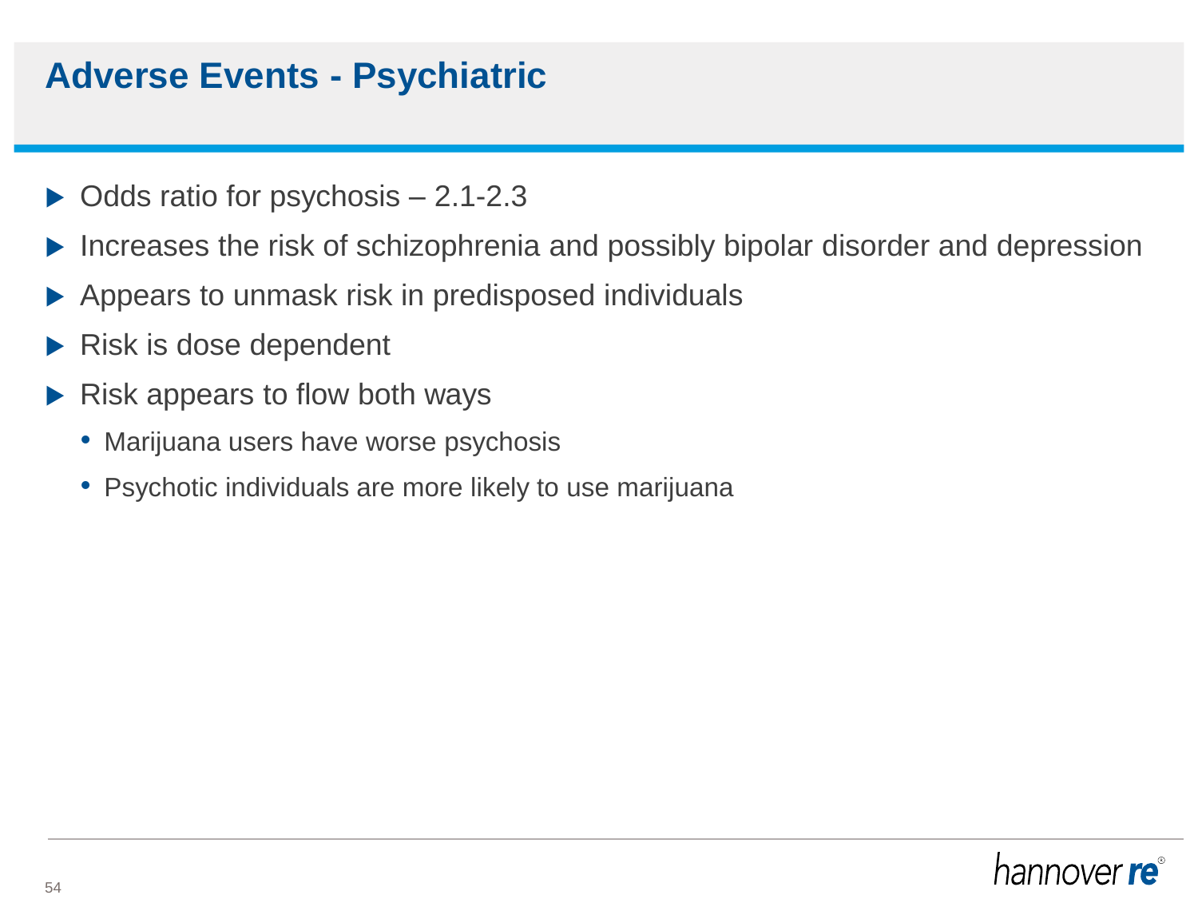# Adverse Events - Psychiatric

- Odds ratio for psychosis – 2.1-2.3
- Increases the risk of schizophrenia and possibly bipolar disorder and depression
- Appears to unmask risk in predisposed individuals
- Risk is dose dependent
- Risk appears to flow both ways
  - Marijuana users have worse psychosis
  - Psychotic individuals are more likely to use marijuana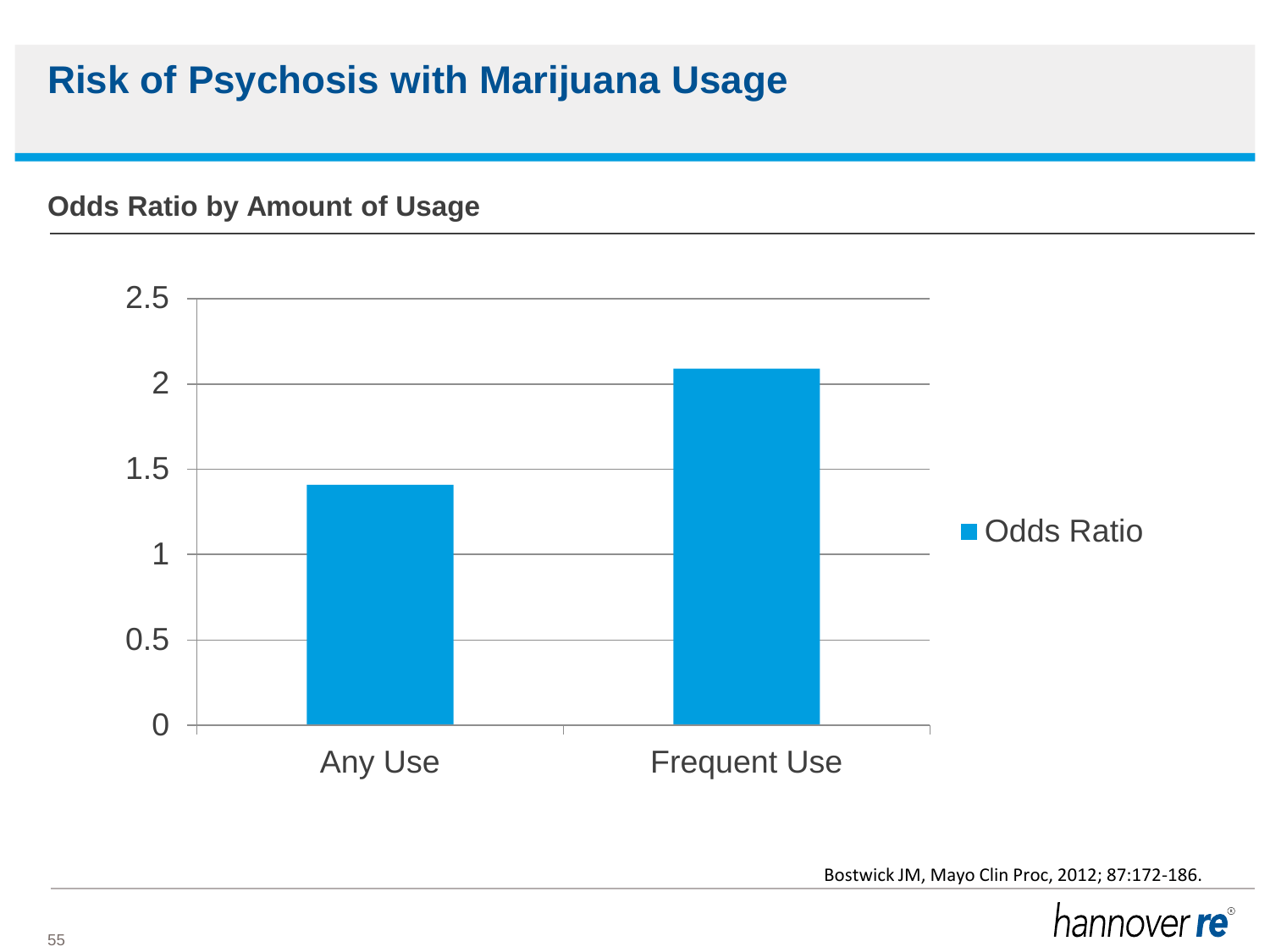# Risk of Psychosis with Marijuana Usage

## Odds Ratio by Amount of Usage

Bostwick JM, Mayo Clin Proc, 2012; 87:172-186.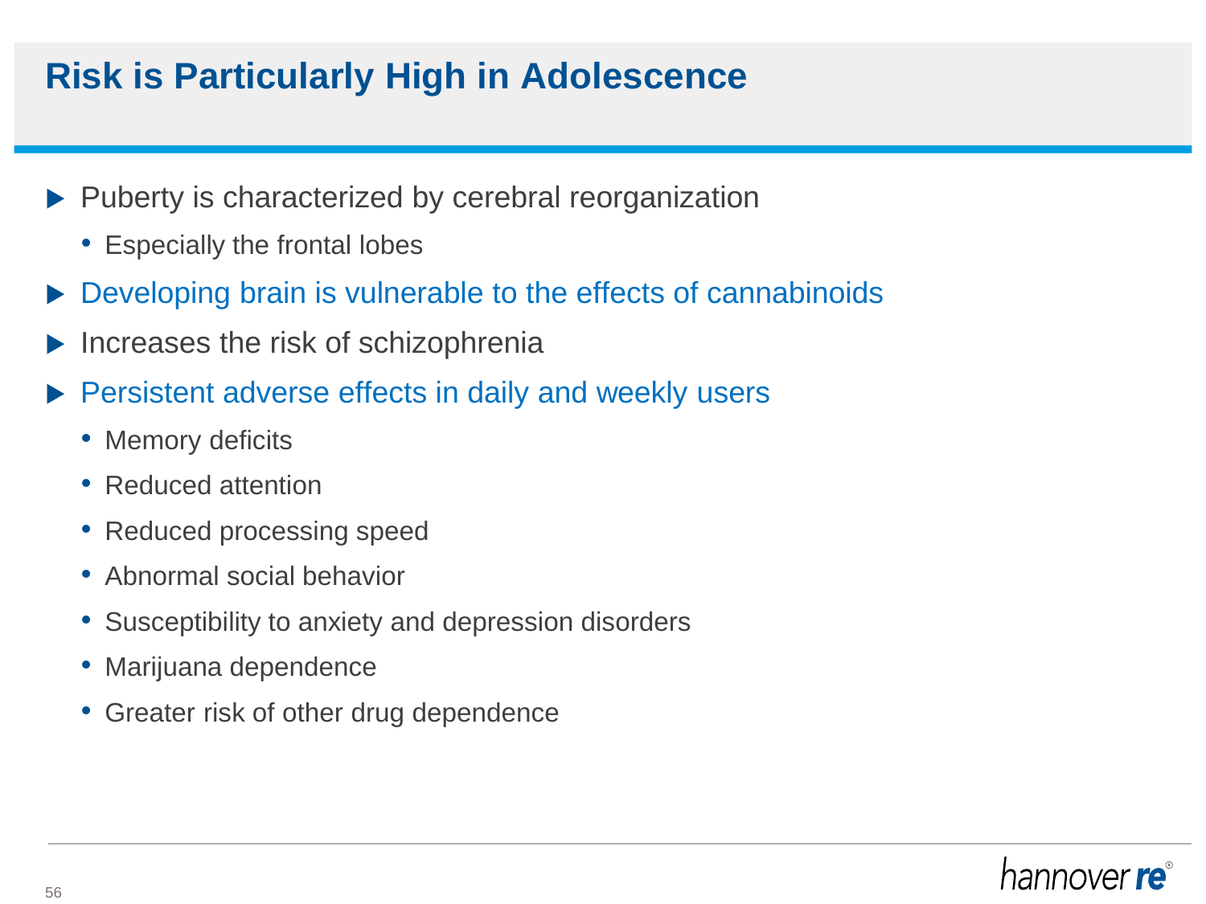# Risk is Particularly High in Adolescence

- Puberty is characterized by cerebral reorganization
  - Especially the frontal lobes
- Developing brain is vulnerable to the effects of cannabinoids
- Increases the risk of schizophrenia
- Persistent adverse effects in daily and weekly users
  - Memory deficits
  - Reduced attention
  - Reduced processing speed
  - Abnormal social behavior
  - Susceptibility to anxiety and depression disorders
  - Marijuana dependence
  - Greater risk of other drug dependence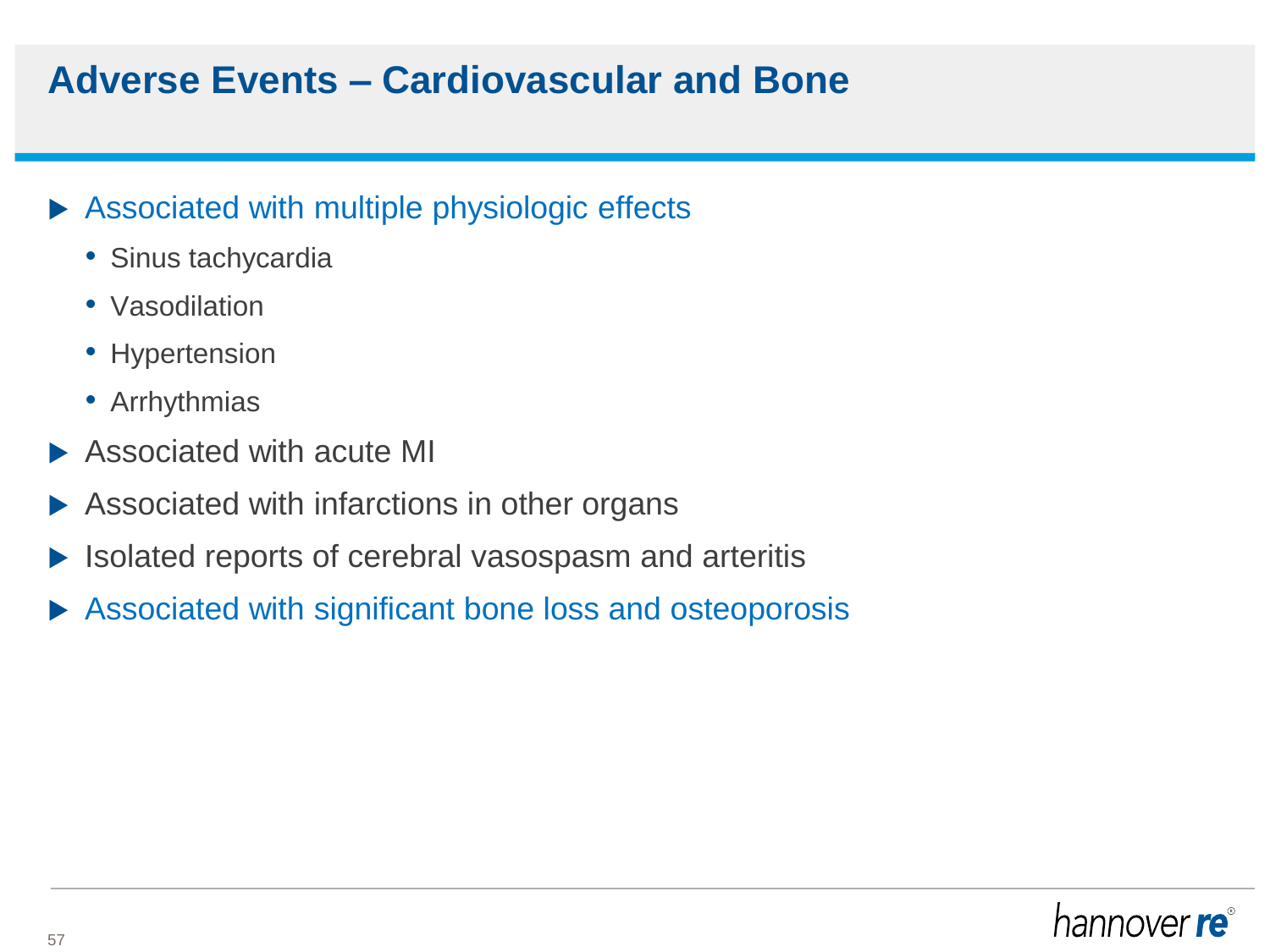# Adverse Events – Cardiovascular and Bone

- Associated with multiple physiologic effects
  - Sinus tachycardia
  - Vasodilation
  - Hypertension
  - Arrhythmias
- Associated with acute MI
- Associated with infarctions in other organs
- Isolated reports of cerebral vasospasm and arteritis
- Associated with significant bone loss and osteoporosis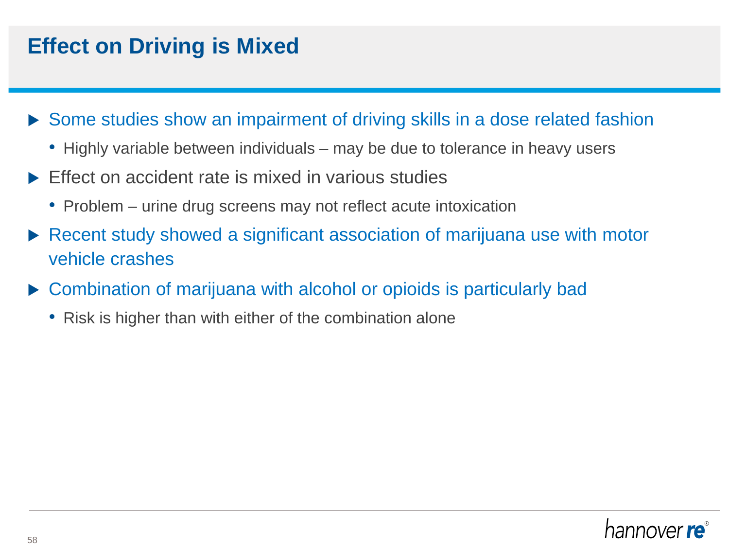# Effect on Driving is Mixed

- Some studies show an impairment of driving skills in a dose related fashion
  - Highly variable between individuals – may be due to tolerance in heavy users
- Effect on accident rate is mixed in various studies
  - Problem – urine drug screens may not reflect acute intoxication
- Recent study showed a significant association of marijuana use with motor vehicle crashes
- Combination of marijuana with alcohol or opioids is particularly bad
  - Risk is higher than with either of the combination alone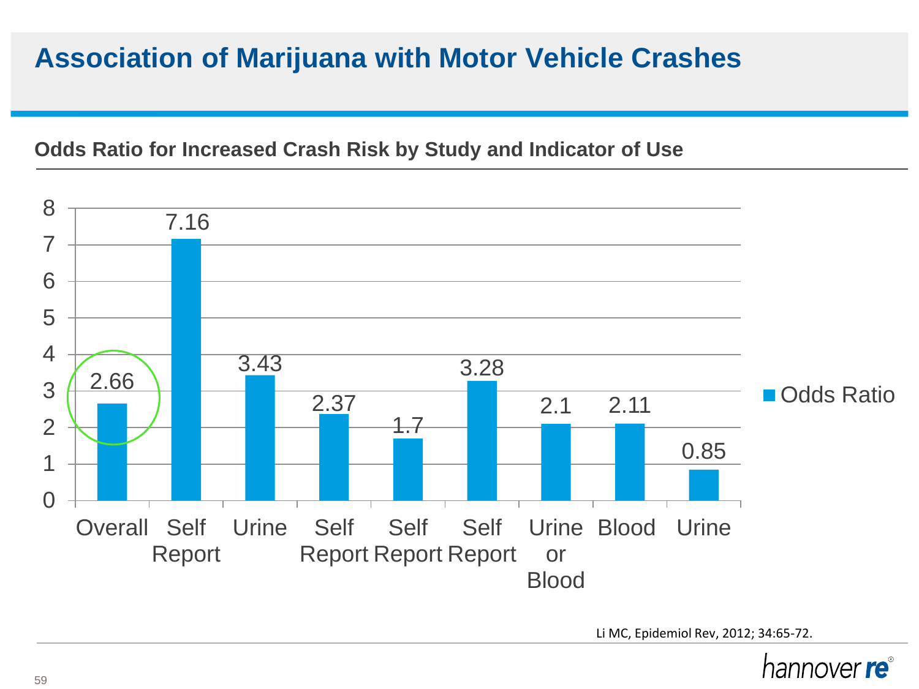# Association of Marijuana with Motor Vehicle Crashes

**Odds Ratio for Increased Crash Risk by Study and Indicator of Use**

| Study / Indicator of Use | Odds Ratio |
|---|---|
| Overall | 2.66 |
| Self Report | 7.16 |
| Urine | 3.43 |
| Self Report | 2.37 |
| Self Report | 1.7 |
| Self Report | 3.28 |
| Urine or Blood | 2.1 |
| Blood | 2.11 |
| Urine | 0.85 |

Li MC, Epidemiol Rev, 2012; 34:65-72.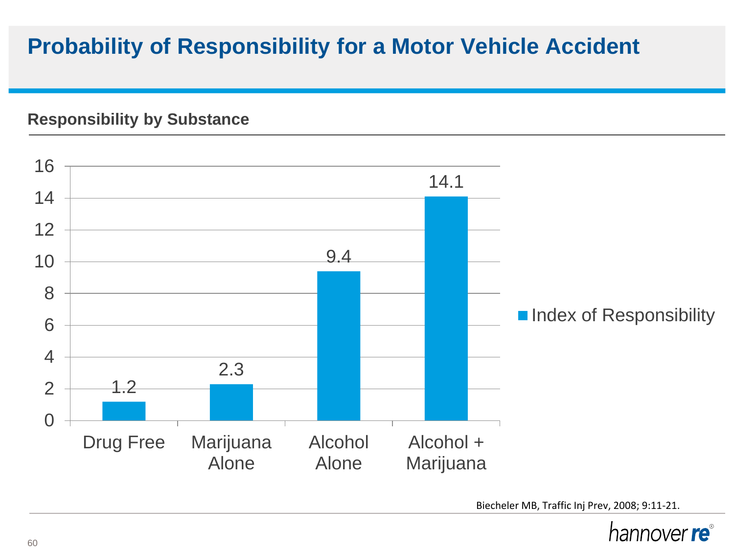# Probability of Responsibility for a Motor Vehicle Accident

## Responsibility by Substance

| Substance | Index of Responsibility |
|---|---|
| Drug Free | 1.2 |
| Marijuana Alone | 2.3 |
| Alcohol Alone | 9.4 |
| Alcohol + Marijuana | 14.1 |

Biecheler MB, Traffic Inj Prev, 2008; 9:11-21.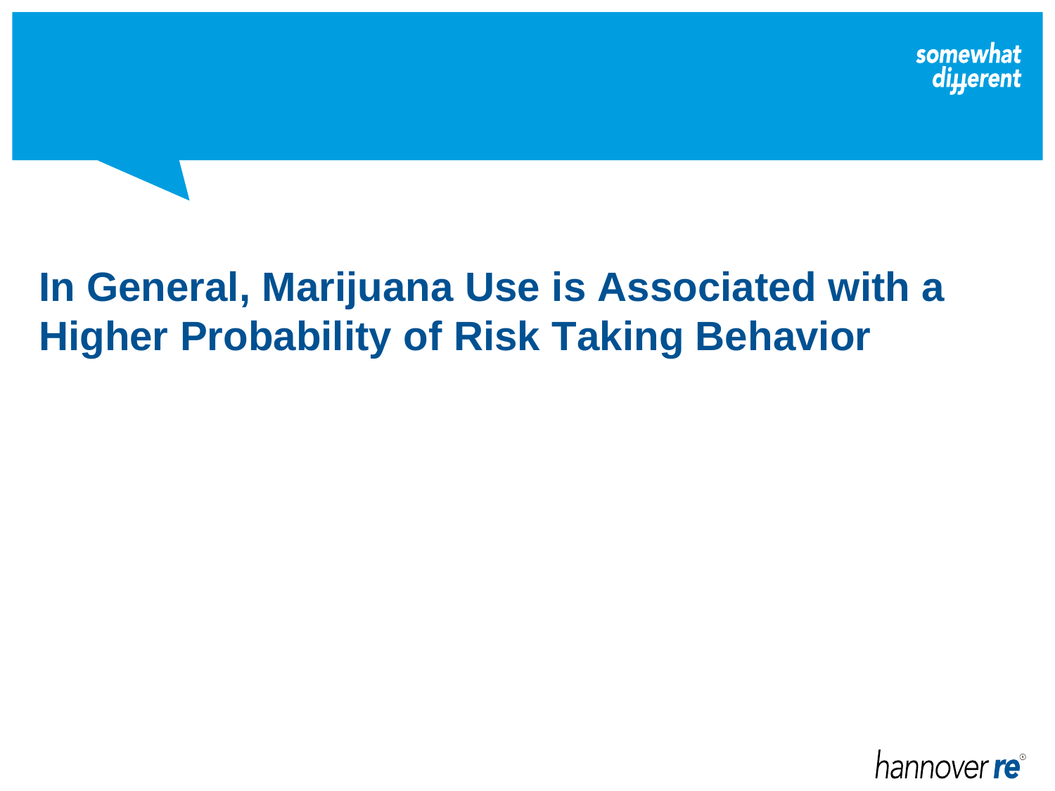# In General, Marijuana Use is Associated with a Higher Probability of Risk Taking Behavior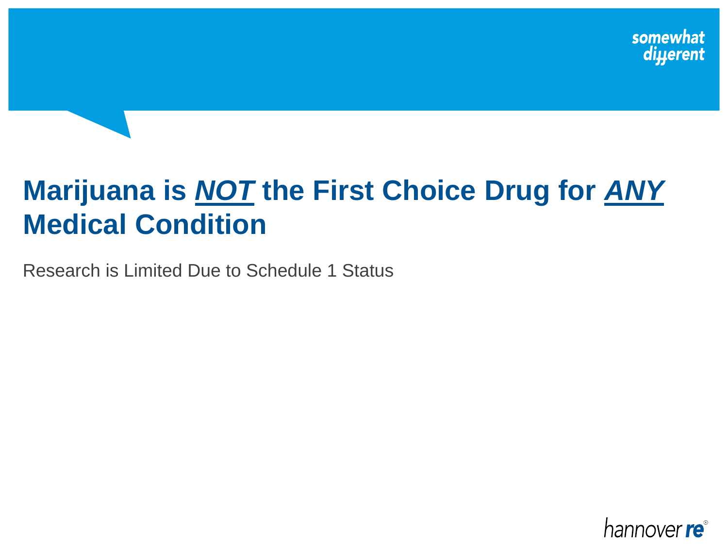# Marijuana is ***NOT*** the First Choice Drug for ***ANY*** Medical Condition

Research is Limited Due to Schedule 1 Status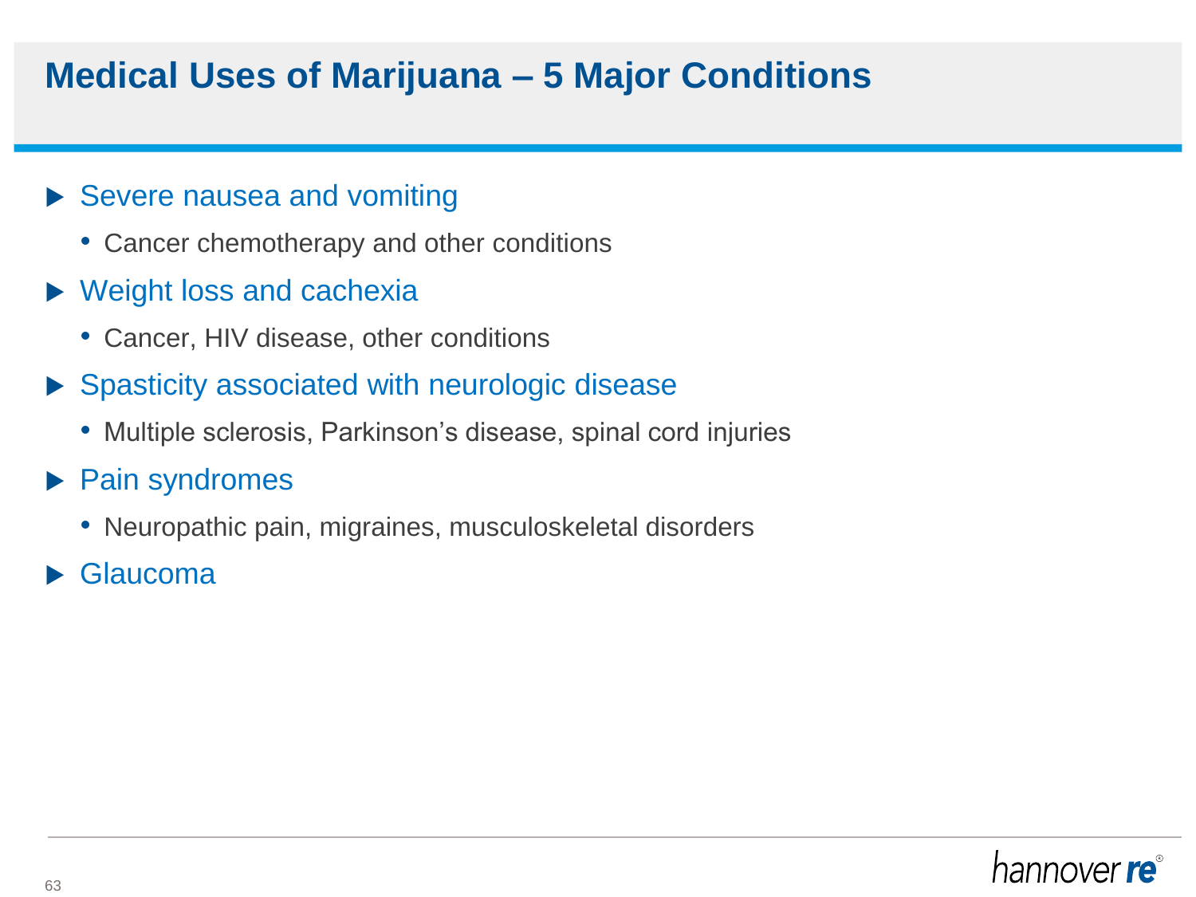# Medical Uses of Marijuana – 5 Major Conditions

- Severe nausea and vomiting
  - Cancer chemotherapy and other conditions
- Weight loss and cachexia
  - Cancer, HIV disease, other conditions
- Spasticity associated with neurologic disease
  - Multiple sclerosis, Parkinson's disease, spinal cord injuries
- Pain syndromes
  - Neuropathic pain, migraines, musculoskeletal disorders
- Glaucoma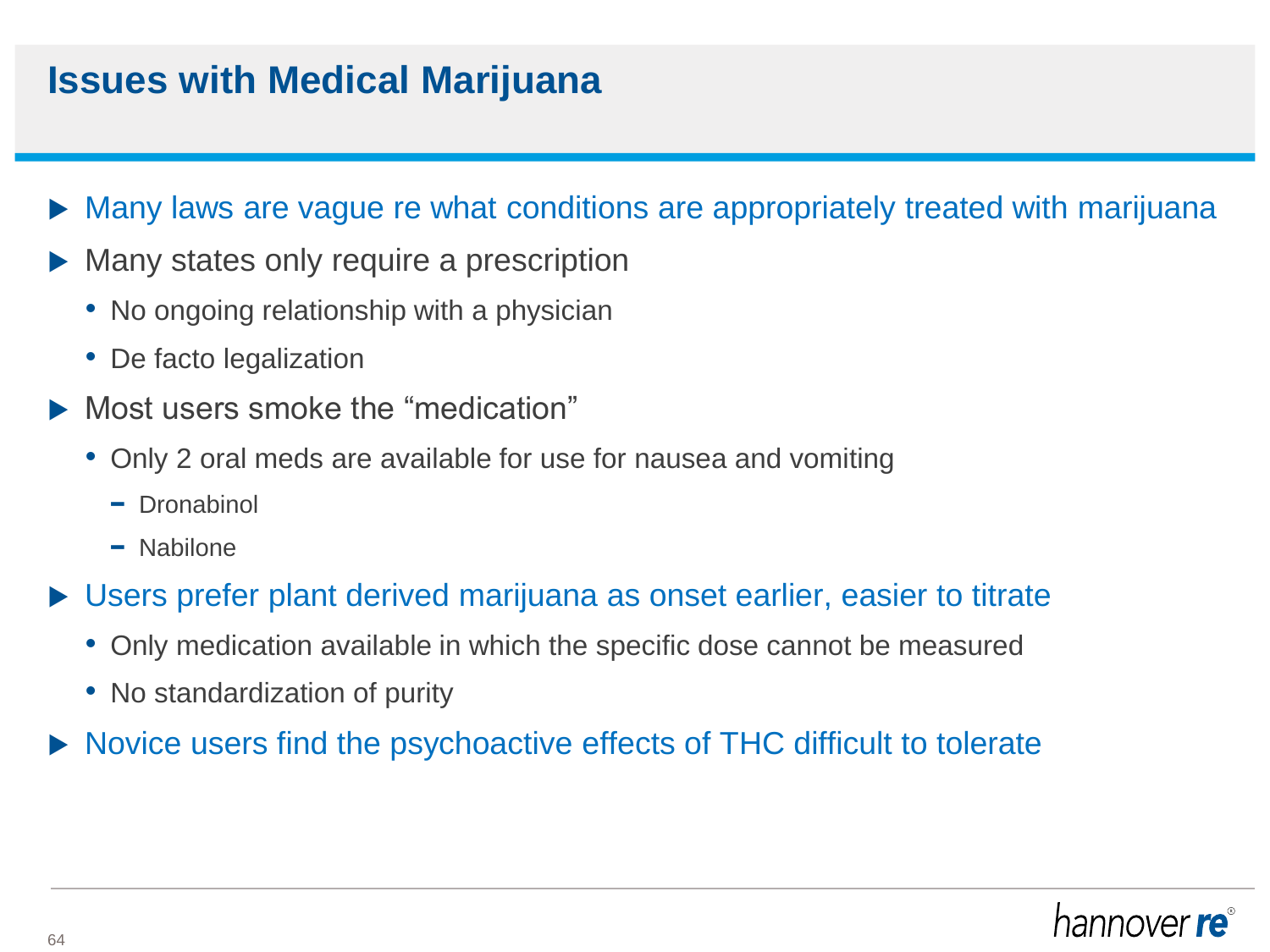# Issues with Medical Marijuana

- Many laws are vague re what conditions are appropriately treated with marijuana
- Many states only require a prescription
  - No ongoing relationship with a physician
  - De facto legalization
- Most users smoke the "medication"
  - Only 2 oral meds are available for use for nausea and vomiting
    - Dronabinol
    - Nabilone
- Users prefer plant derived marijuana as onset earlier, easier to titrate
  - Only medication available in which the specific dose cannot be measured
  - No standardization of purity
- Novice users find the psychoactive effects of THC difficult to tolerate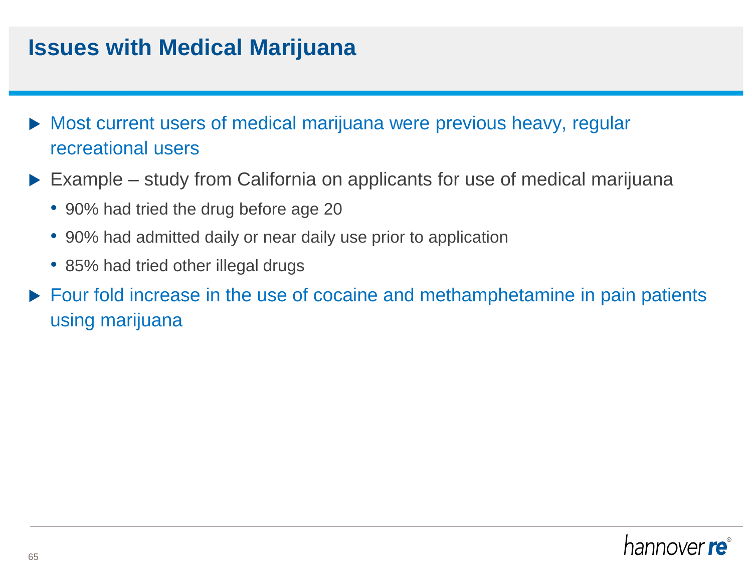# Issues with Medical Marijuana

- Most current users of medical marijuana were previous heavy, regular recreational users
- Example – study from California on applicants for use of medical marijuana
  - 90% had tried the drug before age 20
  - 90% had admitted daily or near daily use prior to application
  - 85% had tried other illegal drugs
- Four fold increase in the use of cocaine and methamphetamine in pain patients using marijuana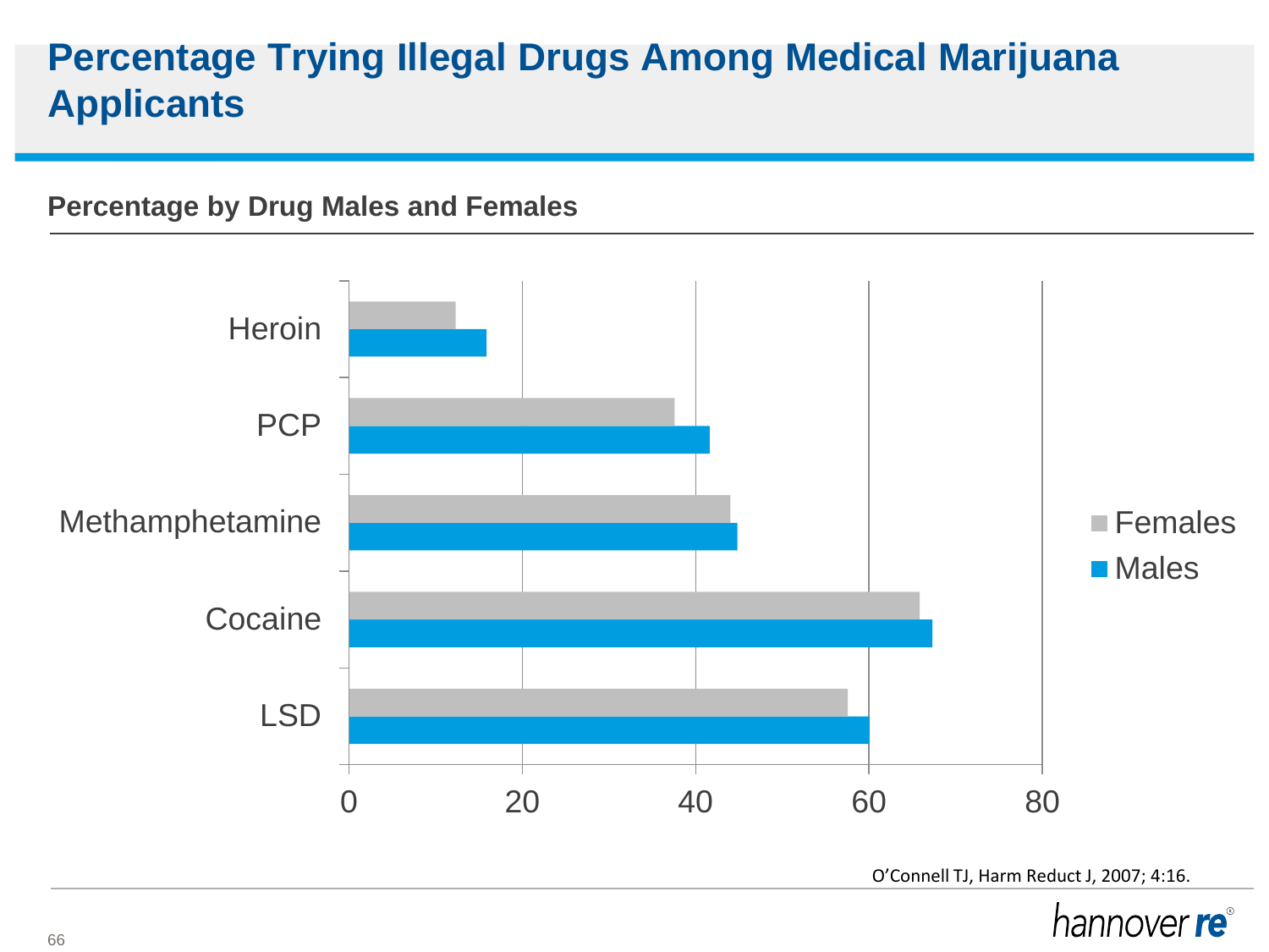# Percentage Trying Illegal Drugs Among Medical Marijuana Applicants

## Percentage by Drug Males and Females

Heroin

PCP

Methamphetamine

Cocaine

LSD

0 20 40 60 80

Females

Males

O'Connell TJ, Harm Reduct J, 2007; 4:16.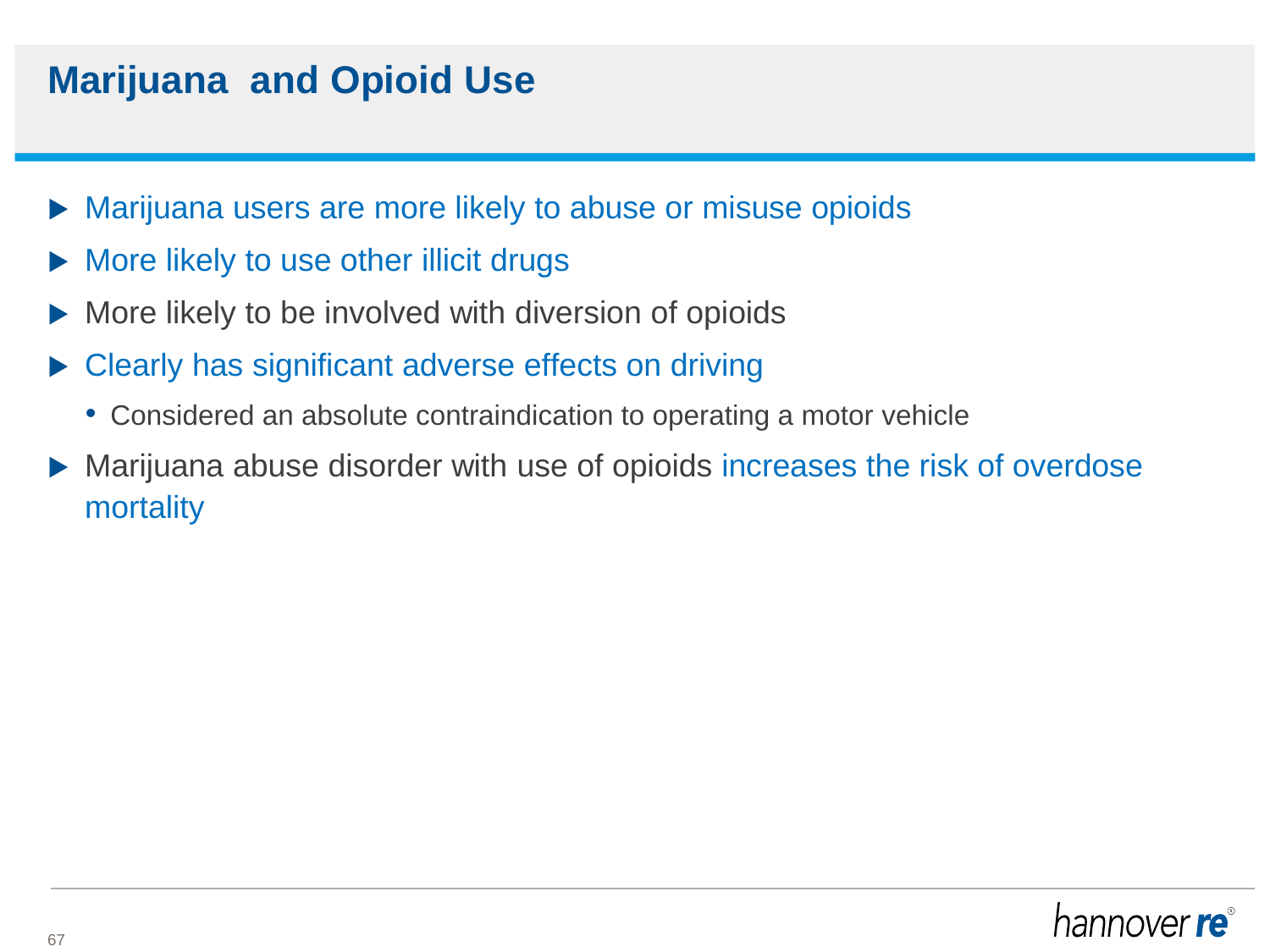# Marijuana and Opioid Use

- Marijuana users are more likely to abuse or misuse opioids
- More likely to use other illicit drugs
- More likely to be involved with diversion of opioids
- Clearly has significant adverse effects on driving
  - Considered an absolute contraindication to operating a motor vehicle
- Marijuana abuse disorder with use of opioids increases the risk of overdose mortality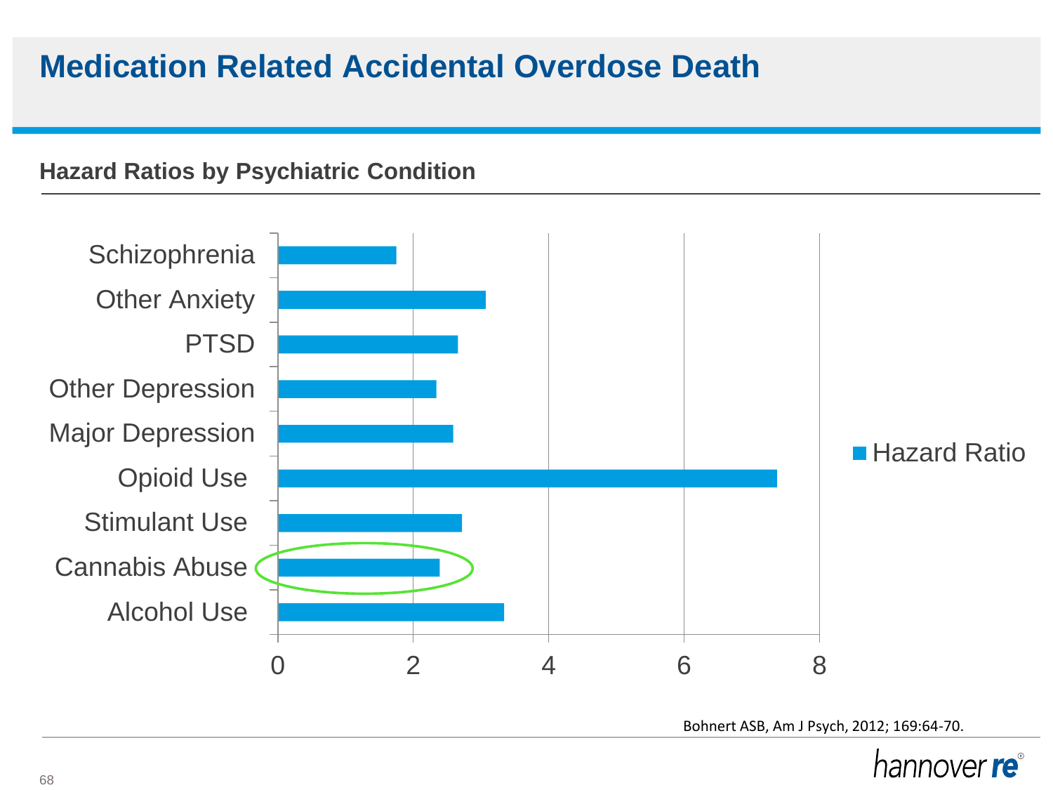# Medication Related Accidental Overdose Death

## Hazard Ratios by Psychiatric Condition

Schizophrenia

Other Anxiety

PTSD

Other Depression

Major Depression

Opioid Use

Stimulant Use

Cannabis Abuse

Alcohol Use

0 2 4 6 8

Hazard Ratio

Bohnert ASB, Am J Psych, 2012; 169:64-70.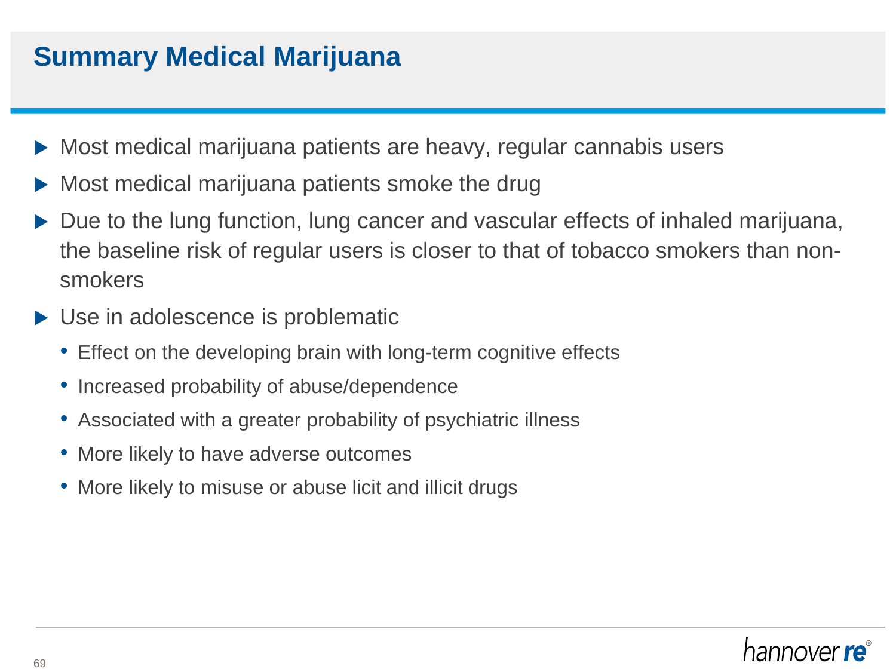# Summary Medical Marijuana

- Most medical marijuana patients are heavy, regular cannabis users
- Most medical marijuana patients smoke the drug
- Due to the lung function, lung cancer and vascular effects of inhaled marijuana, the baseline risk of regular users is closer to that of tobacco smokers than non-smokers
- Use in adolescence is problematic
  - Effect on the developing brain with long-term cognitive effects
  - Increased probability of abuse/dependence
  - Associated with a greater probability of psychiatric illness
  - More likely to have adverse outcomes
  - More likely to misuse or abuse licit and illicit drugs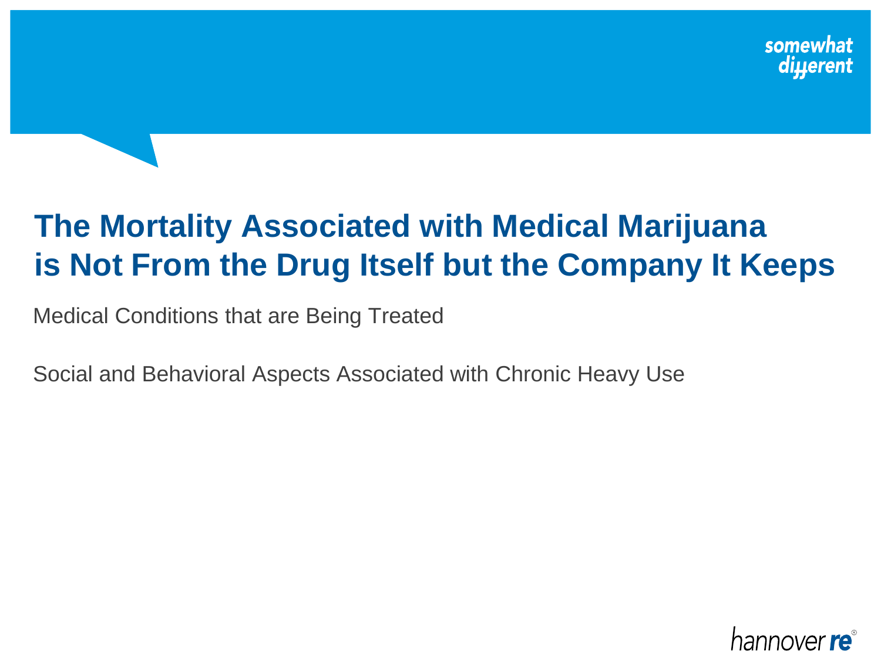# The Mortality Associated with Medical Marijuana is Not From the Drug Itself but the Company It Keeps

Medical Conditions that are Being Treated

Social and Behavioral Aspects Associated with Chronic Heavy Use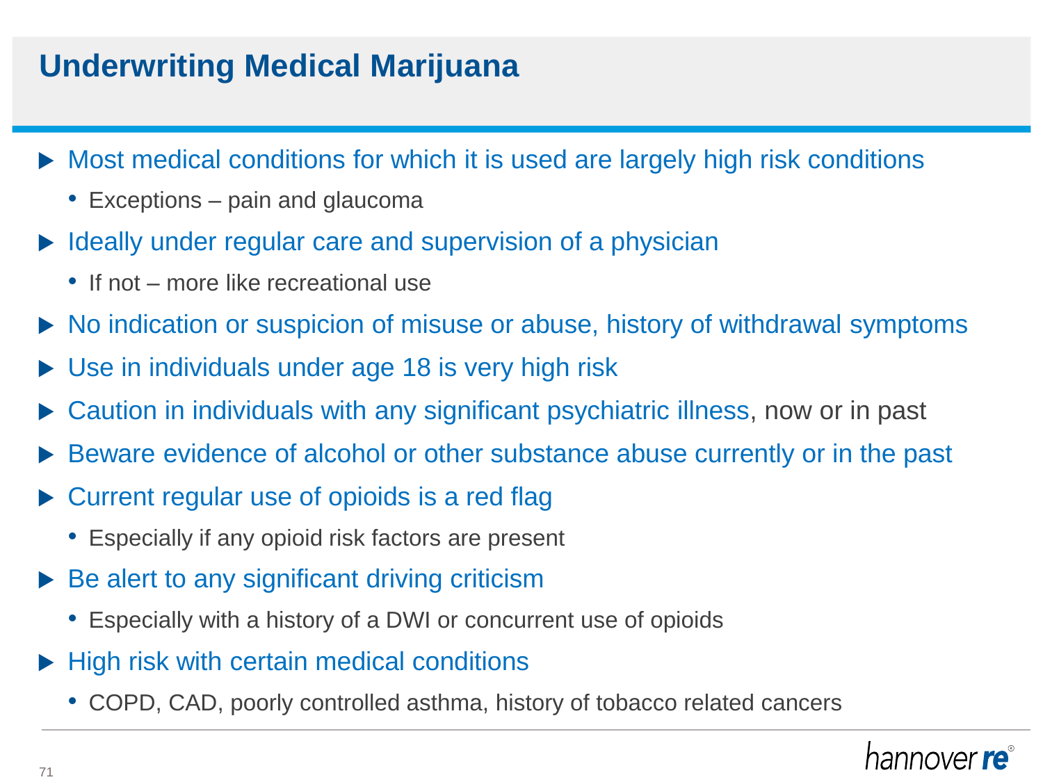# Underwriting Medical Marijuana

- Most medical conditions for which it is used are largely high risk conditions
  - Exceptions – pain and glaucoma
- Ideally under regular care and supervision of a physician
  - If not – more like recreational use
- No indication or suspicion of misuse or abuse, history of withdrawal symptoms
- Use in individuals under age 18 is very high risk
- Caution in individuals with any significant psychiatric illness, now or in past
- Beware evidence of alcohol or other substance abuse currently or in the past
- Current regular use of opioids is a red flag
  - Especially if any opioid risk factors are present
- Be alert to any significant driving criticism
  - Especially with a history of a DWI or concurrent use of opioids
- High risk with certain medical conditions
  - COPD, CAD, poorly controlled asthma, history of tobacco related cancers